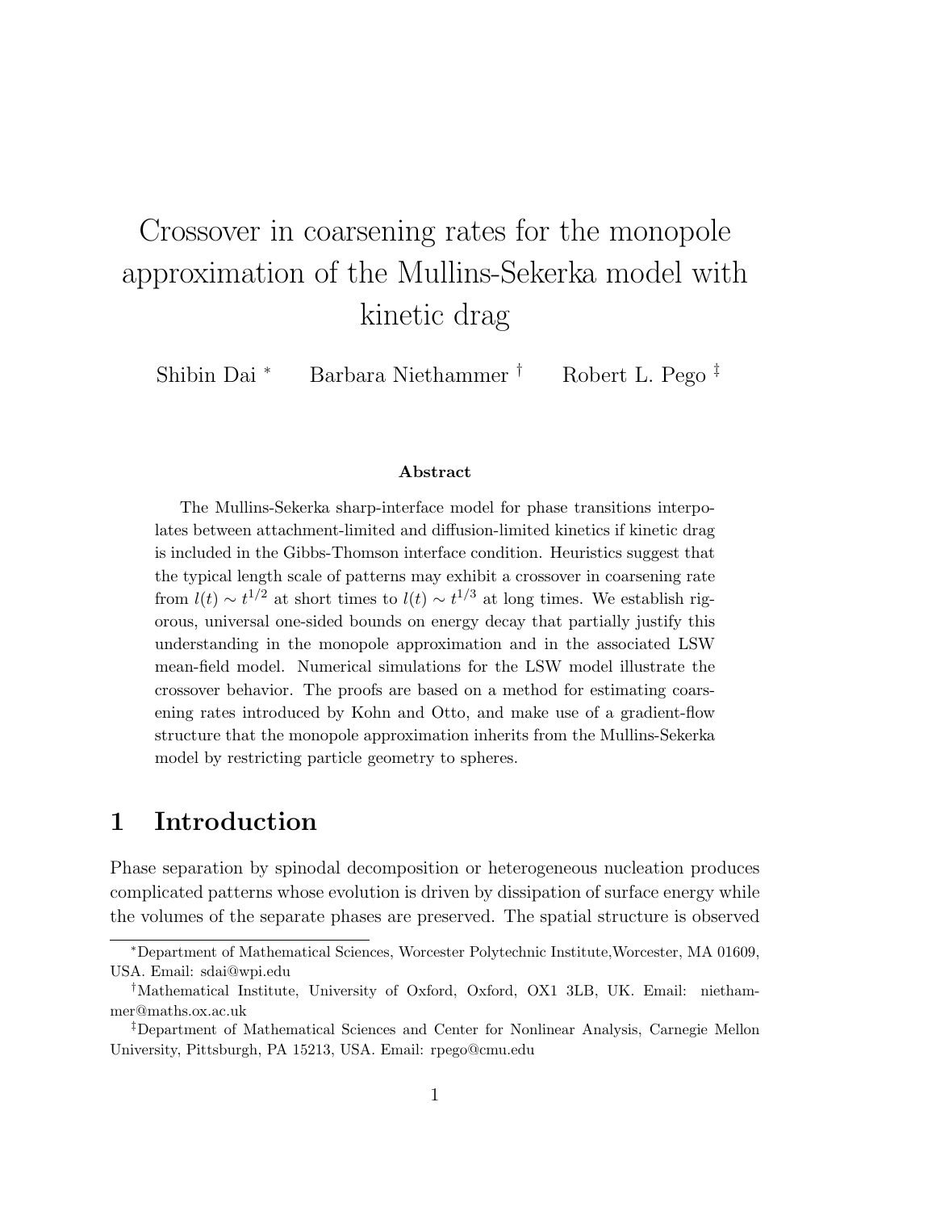# Crossover in coarsening rates for the monopole approximation of the Mullins-Sekerka model with kinetic drag

Shibin Dai [*] Barbara Niethammer [†] Robert L. Pego [‡]

### Abstract

The Mullins-Sekerka sharp-interface model for phase transitions interpolates between attachment-limited and diffusion-limited kinetics if kinetic drag is included in the Gibbs-Thomson interface condition. Heuristics suggest that the typical length scale of patterns may exhibit a crossover in coarsening rate from $l(t) \sim t^{1/2}$ at short times to $l(t) \sim t^{1/3}$ at long times. We establish rigorous, universal one-sided bounds on energy decay that partially justify this understanding in the monopole approximation and in the associated LSW mean-field model. Numerical simulations for the LSW model illustrate the crossover behavior. The proofs are based on a method for estimating coarsening rates introduced by Kohn and Otto, and make use of a gradient-flow structure that the monopole approximation inherits from the Mullins-Sekerka model by restricting particle geometry to spheres.

## 1 Introduction

Phase separation by spinodal decomposition or heterogeneous nucleation produces complicated patterns whose evolution is driven by dissipation of surface energy while the volumes of the separate phases are preserved. The spatial structure is observed

---

[*] Department of Mathematical Sciences, Worcester Polytechnic Institute,Worcester, MA 01609, USA. Email: sdai@wpi.edu

[†] Mathematical Institute, University of Oxford, Oxford, OX1 3LB, UK. Email: niethammer@maths.ox.ac.uk

[‡] Department of Mathematical Sciences and Center for Nonlinear Analysis, Carnegie Mellon University, Pittsburgh, PA 15213, USA. Email: rpego@cmu.edu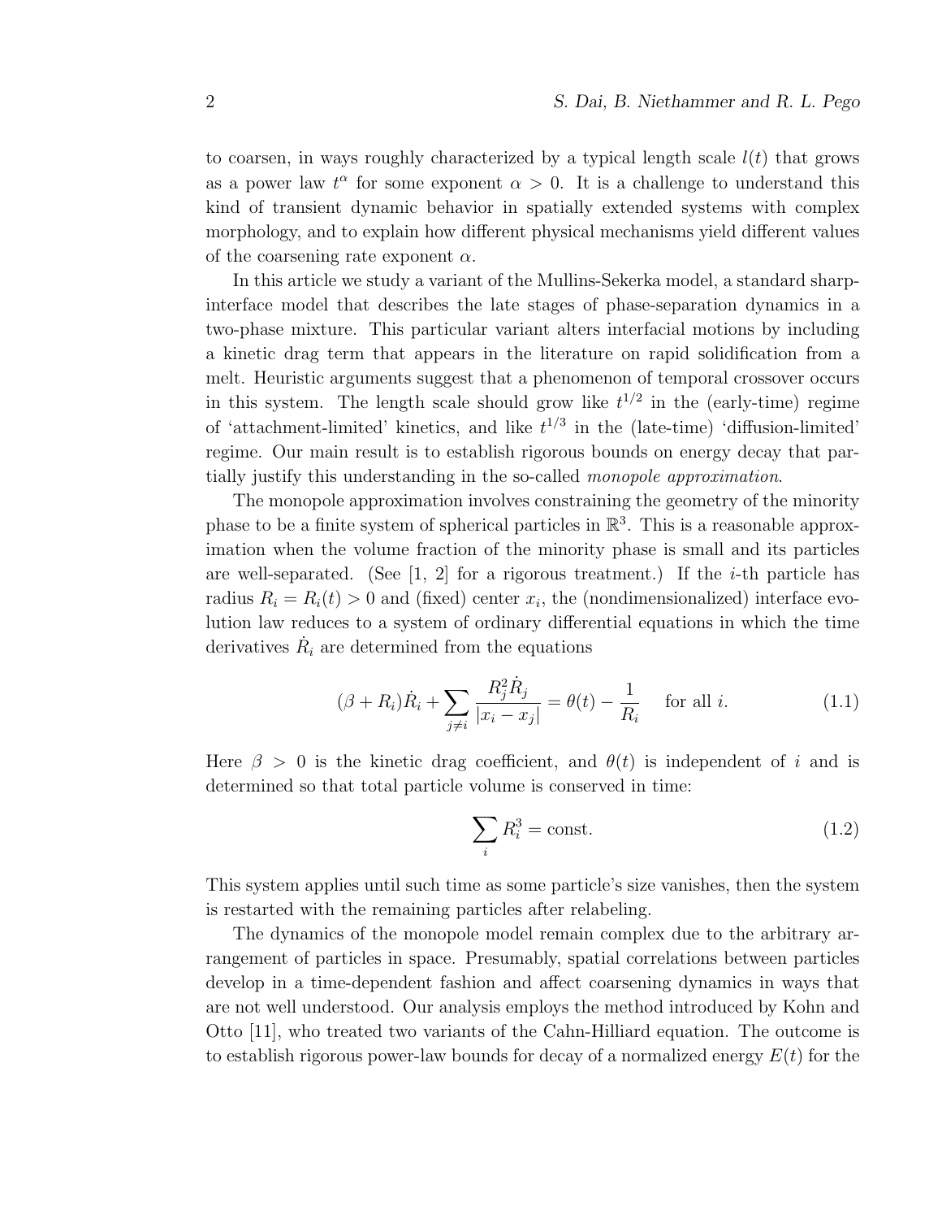to coarsen, in ways roughly characterized by a typical length scale $l(t)$ that grows as a power law $t^\alpha$ for some exponent $\alpha > 0$. It is a challenge to understand this kind of transient dynamic behavior in spatially extended systems with complex morphology, and to explain how different physical mechanisms yield different values of the coarsening rate exponent $\alpha$.

In this article we study a variant of the Mullins-Sekerka model, a standard sharp-interface model that describes the late stages of phase-separation dynamics in a two-phase mixture. This particular variant alters interfacial motions by including a kinetic drag term that appears in the literature on rapid solidification from a melt. Heuristic arguments suggest that a phenomenon of temporal crossover occurs in this system. The length scale should grow like $t^{1/2}$ in the (early-time) regime of 'attachment-limited' kinetics, and like $t^{1/3}$ in the (late-time) 'diffusion-limited' regime. Our main result is to establish rigorous bounds on energy decay that partially justify this understanding in the so-called *monopole approximation*.

The monopole approximation involves constraining the geometry of the minority phase to be a finite system of spherical particles in $\mathbb{R}^3$. This is a reasonable approximation when the volume fraction of the minority phase is small and its particles are well-separated. (See [1, 2] for a rigorous treatment.) If the $i$-th particle has radius $R_i = R_i(t) > 0$ and (fixed) center $x_i$, the (nondimensionalized) interface evolution law reduces to a system of ordinary differential equations in which the time derivatives $\dot{R}_i$ are determined from the equations

$$(\beta + R_i)\dot{R}_i + \sum_{j \neq i} \frac{R_j^2 \dot{R}_j}{|x_i - x_j|} = \theta(t) - \frac{1}{R_i} \quad \text{for all } i. \tag{1.1}$$

Here $\beta > 0$ is the kinetic drag coefficient, and $\theta(t)$ is independent of $i$ and is determined so that total particle volume is conserved in time:

$$\sum_i R_i^3 = \text{const.} \tag{1.2}$$

This system applies until such time as some particle's size vanishes, then the system is restarted with the remaining particles after relabeling.

The dynamics of the monopole model remain complex due to the arbitrary arrangement of particles in space. Presumably, spatial correlations between particles develop in a time-dependent fashion and affect coarsening dynamics in ways that are not well understood. Our analysis employs the method introduced by Kohn and Otto [11], who treated two variants of the Cahn-Hilliard equation. The outcome is to establish rigorous power-law bounds for decay of a normalized energy $E(t)$ for the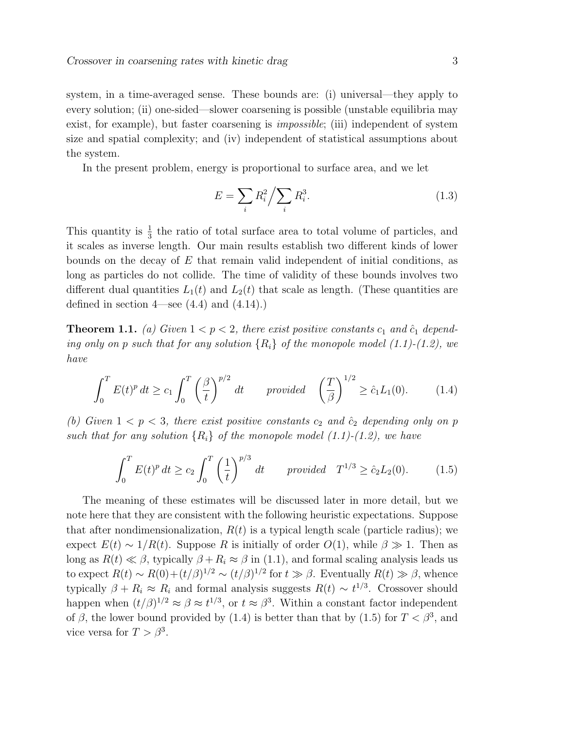system, in a time-averaged sense. These bounds are: (i) universal—they apply to every solution; (ii) one-sided—slower coarsening is possible (unstable equilibria may exist, for example), but faster coarsening is *impossible*; (iii) independent of system size and spatial complexity; and (iv) independent of statistical assumptions about the system.

In the present problem, energy is proportional to surface area, and we let

$$E = \sum_i R_i^2 \Big/ \sum_i R_i^3. \tag{1.3}$$

This quantity is $\frac{1}{3}$ the ratio of total surface area to total volume of particles, and it scales as inverse length. Our main results establish two different kinds of lower bounds on the decay of $E$ that remain valid independent of initial conditions, as long as particles do not collide. The time of validity of these bounds involves two different dual quantities $L_1(t)$ and $L_2(t)$ that scale as length. (These quantities are defined in section 4—see (4.4) and (4.14).)

**Theorem 1.1.** *(a) Given $1 < p < 2$, there exist positive constants $c_1$ and $\hat{c}_1$ depending only on $p$ such that for any solution $\{R_i\}$ of the monopole model (1.1)-(1.2), we have*

$$\int_0^T E(t)^p \, dt \geq c_1 \int_0^T \left(\frac{\beta}{t}\right)^{p/2} dt \qquad \text{provided} \quad \left(\frac{T}{\beta}\right)^{1/2} \geq \hat{c}_1 L_1(0). \tag{1.4}$$

*(b) Given $1 < p < 3$, there exist positive constants $c_2$ and $\hat{c}_2$ depending only on $p$ such that for any solution $\{R_i\}$ of the monopole model (1.1)-(1.2), we have*

$$\int_0^T E(t)^p \, dt \geq c_2 \int_0^T \left(\frac{1}{t}\right)^{p/3} dt \qquad \text{provided} \quad T^{1/3} \geq \hat{c}_2 L_2(0). \tag{1.5}$$

The meaning of these estimates will be discussed later in more detail, but we note here that they are consistent with the following heuristic expectations. Suppose that after nondimensionalization, $R(t)$ is a typical length scale (particle radius); we expect $E(t) \sim 1/R(t)$. Suppose $R$ is initially of order $O(1)$, while $\beta \gg 1$. Then as long as $R(t) \ll \beta$, typically $\beta + R_i \approx \beta$ in (1.1), and formal scaling analysis leads us to expect $R(t) \sim R(0) + (t/\beta)^{1/2} \sim (t/\beta)^{1/2}$ for $t \gg \beta$. Eventually $R(t) \gg \beta$, whence typically $\beta + R_i \approx R_i$ and formal analysis suggests $R(t) \sim t^{1/3}$. Crossover should happen when $(t/\beta)^{1/2} \approx \beta \approx t^{1/3}$, or $t \approx \beta^3$. Within a constant factor independent of $\beta$, the lower bound provided by (1.4) is better than that by (1.5) for $T < \beta^3$, and vice versa for $T > \beta^3$.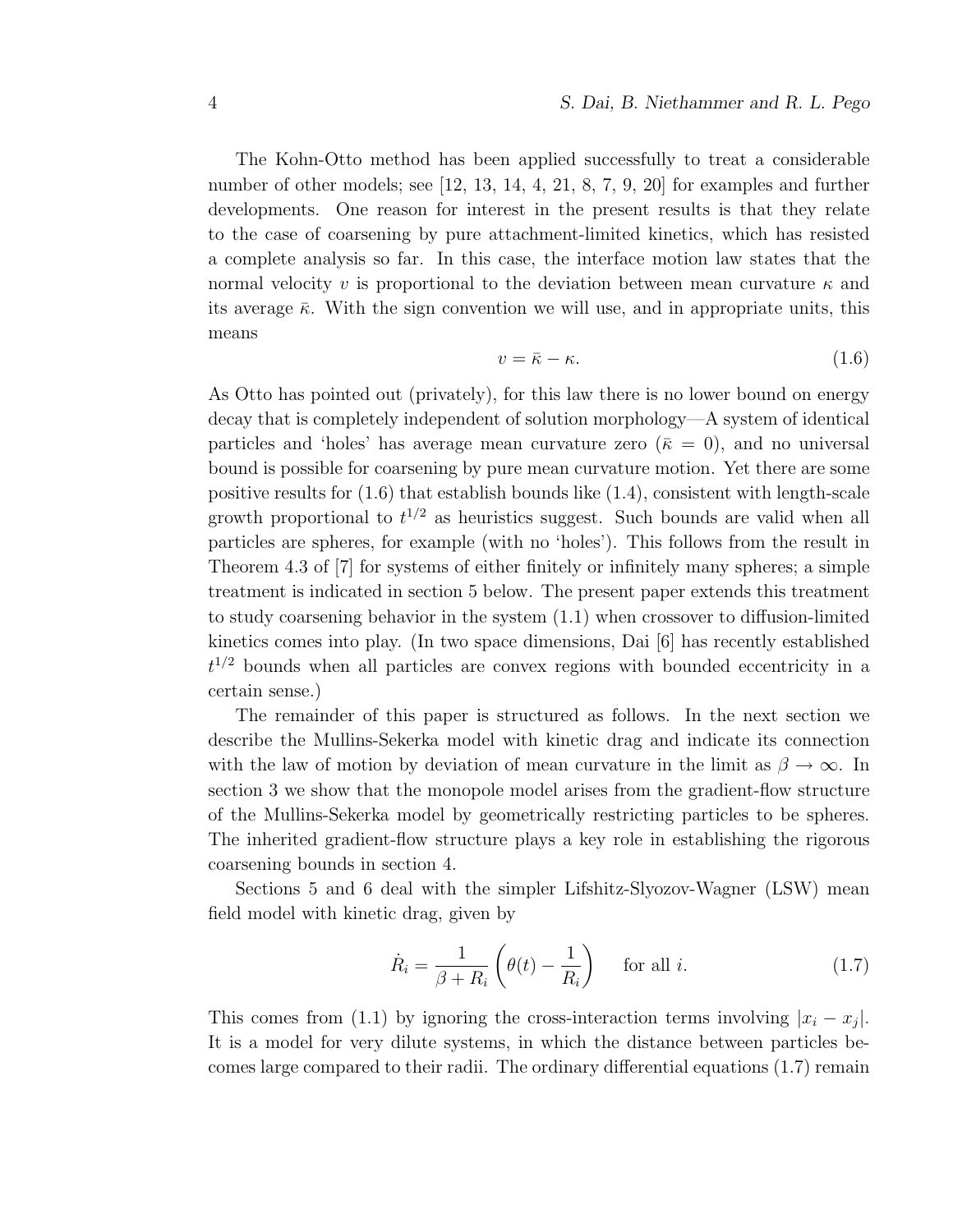The Kohn-Otto method has been applied successfully to treat a considerable number of other models; see [12, 13, 14, 4, 21, 8, 7, 9, 20] for examples and further developments. One reason for interest in the present results is that they relate to the case of coarsening by pure attachment-limited kinetics, which has resisted a complete analysis so far. In this case, the interface motion law states that the normal velocity $v$ is proportional to the deviation between mean curvature $\kappa$ and its average $\bar{\kappa}$. With the sign convention we will use, and in appropriate units, this means

$$v = \bar{\kappa} - \kappa. \tag{1.6}$$

As Otto has pointed out (privately), for this law there is no lower bound on energy decay that is completely independent of solution morphology—A system of identical particles and 'holes' has average mean curvature zero ($\bar{\kappa} = 0$), and no universal bound is possible for coarsening by pure mean curvature motion. Yet there are some positive results for (1.6) that establish bounds like (1.4), consistent with length-scale growth proportional to $t^{1/2}$ as heuristics suggest. Such bounds are valid when all particles are spheres, for example (with no 'holes'). This follows from the result in Theorem 4.3 of [7] for systems of either finitely or infinitely many spheres; a simple treatment is indicated in section 5 below. The present paper extends this treatment to study coarsening behavior in the system (1.1) when crossover to diffusion-limited kinetics comes into play. (In two space dimensions, Dai [6] has recently established $t^{1/2}$ bounds when all particles are convex regions with bounded eccentricity in a certain sense.)

The remainder of this paper is structured as follows. In the next section we describe the Mullins-Sekerka model with kinetic drag and indicate its connection with the law of motion by deviation of mean curvature in the limit as $\beta \to \infty$. In section 3 we show that the monopole model arises from the gradient-flow structure of the Mullins-Sekerka model by geometrically restricting particles to be spheres. The inherited gradient-flow structure plays a key role in establishing the rigorous coarsening bounds in section 4.

Sections 5 and 6 deal with the simpler Lifshitz-Slyozov-Wagner (LSW) mean field model with kinetic drag, given by

$$\dot{R}_i = \frac{1}{\beta + R_i}\left(\theta(t) - \frac{1}{R_i}\right) \qquad \text{for all } i. \tag{1.7}$$

This comes from (1.1) by ignoring the cross-interaction terms involving $|x_i - x_j|$. It is a model for very dilute systems, in which the distance between particles becomes large compared to their radii. The ordinary differential equations (1.7) remain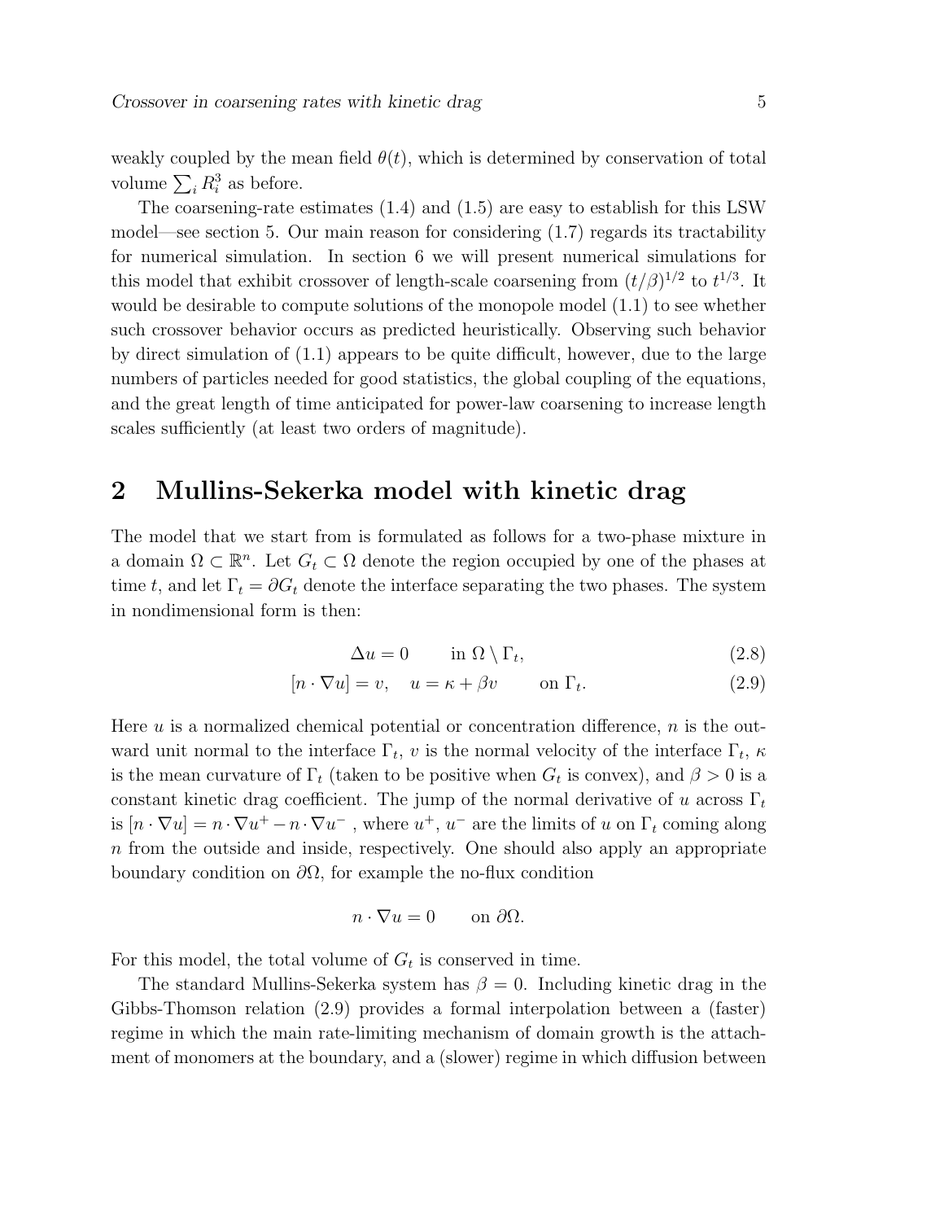weakly coupled by the mean field $\theta(t)$, which is determined by conservation of total volume $\sum_i R_i^3$ as before.

The coarsening-rate estimates (1.4) and (1.5) are easy to establish for this LSW model—see section 5. Our main reason for considering (1.7) regards its tractability for numerical simulation. In section 6 we will present numerical simulations for this model that exhibit crossover of length-scale coarsening from $(t/\beta)^{1/2}$ to $t^{1/3}$. It would be desirable to compute solutions of the monopole model (1.1) to see whether such crossover behavior occurs as predicted heuristically. Observing such behavior by direct simulation of (1.1) appears to be quite difficult, however, due to the large numbers of particles needed for good statistics, the global coupling of the equations, and the great length of time anticipated for power-law coarsening to increase length scales sufficiently (at least two orders of magnitude).

# 2 Mullins-Sekerka model with kinetic drag

The model that we start from is formulated as follows for a two-phase mixture in a domain $\Omega \subset \mathbb{R}^n$. Let $G_t \subset \Omega$ denote the region occupied by one of the phases at time $t$, and let $\Gamma_t = \partial G_t$ denote the interface separating the two phases. The system in nondimensional form is then:

$$\Delta u = 0 \qquad \text{in } \Omega \setminus \Gamma_t, \tag{2.8}$$

$$[n \cdot \nabla u] = v, \quad u = \kappa + \beta v \qquad \text{on } \Gamma_t. \tag{2.9}$$

Here $u$ is a normalized chemical potential or concentration difference, $n$ is the outward unit normal to the interface $\Gamma_t$, $v$ is the normal velocity of the interface $\Gamma_t$, $\kappa$ is the mean curvature of $\Gamma_t$ (taken to be positive when $G_t$ is convex), and $\beta > 0$ is a constant kinetic drag coefficient. The jump of the normal derivative of $u$ across $\Gamma_t$ is $[n \cdot \nabla u] = n \cdot \nabla u^+ - n \cdot \nabla u^-$ , where $u^+$, $u^-$ are the limits of $u$ on $\Gamma_t$ coming along $n$ from the outside and inside, respectively. One should also apply an appropriate boundary condition on $\partial\Omega$, for example the no-flux condition

$$n \cdot \nabla u = 0 \qquad \text{on } \partial\Omega.$$

For this model, the total volume of $G_t$ is conserved in time.

The standard Mullins-Sekerka system has $\beta = 0$. Including kinetic drag in the Gibbs-Thomson relation (2.9) provides a formal interpolation between a (faster) regime in which the main rate-limiting mechanism of domain growth is the attachment of monomers at the boundary, and a (slower) regime in which diffusion between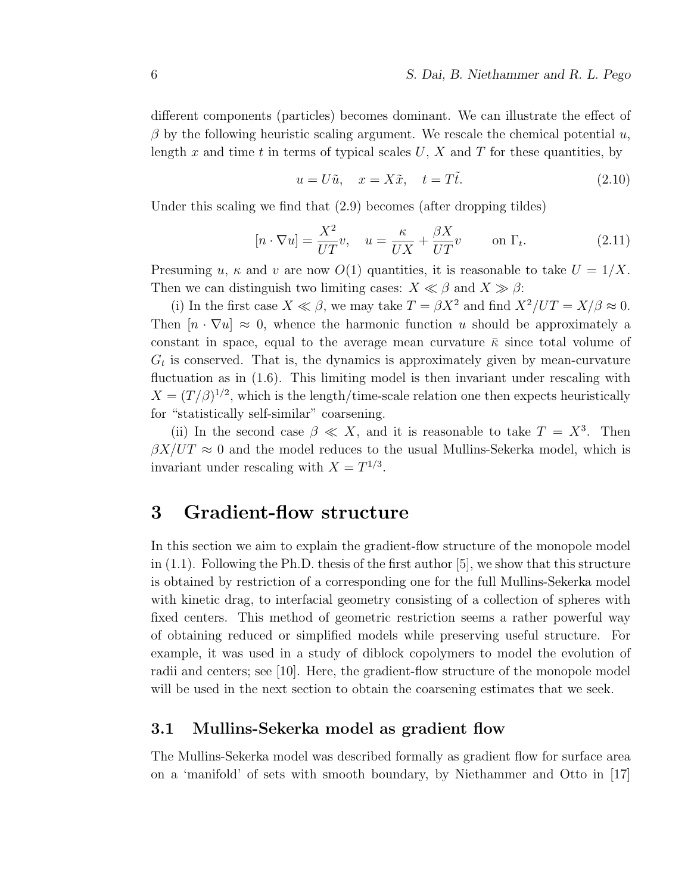different components (particles) becomes dominant. We can illustrate the effect of $\beta$ by the following heuristic scaling argument. We rescale the chemical potential $u$, length $x$ and time $t$ in terms of typical scales $U$, $X$ and $T$ for these quantities, by

$$u = U\tilde{u}, \quad x = X\tilde{x}, \quad t = T\tilde{t}. \tag{2.10}$$

Under this scaling we find that (2.9) becomes (after dropping tildes)

$$[n \cdot \nabla u] = \frac{X^2}{UT} v, \quad u = \frac{\kappa}{UX} + \frac{\beta X}{UT} v \qquad \text{on } \Gamma_t. \tag{2.11}$$

Presuming $u$, $\kappa$ and $v$ are now $O(1)$ quantities, it is reasonable to take $U = 1/X$. Then we can distinguish two limiting cases: $X \ll \beta$ and $X \gg \beta$:

(i) In the first case $X \ll \beta$, we may take $T = \beta X^2$ and find $X^2/UT = X/\beta \approx 0$. Then $[n \cdot \nabla u] \approx 0$, whence the harmonic function $u$ should be approximately a constant in space, equal to the average mean curvature $\bar{\kappa}$ since total volume of $G_t$ is conserved. That is, the dynamics is approximately given by mean-curvature fluctuation as in (1.6). This limiting model is then invariant under rescaling with $X = (T/\beta)^{1/2}$, which is the length/time-scale relation one then expects heuristically for "statistically self-similar" coarsening.

(ii) In the second case $\beta \ll X$, and it is reasonable to take $T = X^3$. Then $\beta X/UT \approx 0$ and the model reduces to the usual Mullins-Sekerka model, which is invariant under rescaling with $X = T^{1/3}$.

# 3 Gradient-flow structure

In this section we aim to explain the gradient-flow structure of the monopole model in (1.1). Following the Ph.D. thesis of the first author [5], we show that this structure is obtained by restriction of a corresponding one for the full Mullins-Sekerka model with kinetic drag, to interfacial geometry consisting of a collection of spheres with fixed centers. This method of geometric restriction seems a rather powerful way of obtaining reduced or simplified models while preserving useful structure. For example, it was used in a study of diblock copolymers to model the evolution of radii and centers; see [10]. Here, the gradient-flow structure of the monopole model will be used in the next section to obtain the coarsening estimates that we seek.

## 3.1 Mullins-Sekerka model as gradient flow

The Mullins-Sekerka model was described formally as gradient flow for surface area on a 'manifold' of sets with smooth boundary, by Niethammer and Otto in [17]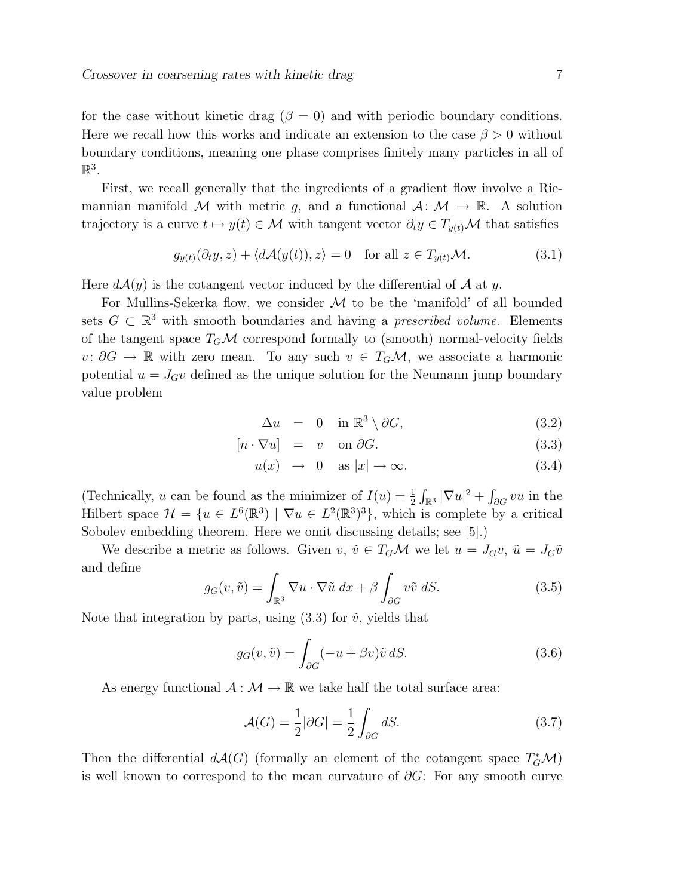for the case without kinetic drag ($\beta = 0$) and with periodic boundary conditions. Here we recall how this works and indicate an extension to the case $\beta > 0$ without boundary conditions, meaning one phase comprises finitely many particles in all of $\mathbb{R}^3$.

First, we recall generally that the ingredients of a gradient flow involve a Riemannian manifold $\mathcal{M}$ with metric $g$, and a functional $\mathcal{A}\colon \mathcal{M} \to \mathbb{R}$. A solution trajectory is a curve $t \mapsto y(t) \in \mathcal{M}$ with tangent vector $\partial_t y \in T_{y(t)}\mathcal{M}$ that satisfies

$$g_{y(t)}(\partial_t y, z) + \langle d\mathcal{A}(y(t)), z\rangle = 0 \quad \text{for all } z \in T_{y(t)}\mathcal{M}. \tag{3.1}$$

Here $d\mathcal{A}(y)$ is the cotangent vector induced by the differential of $\mathcal{A}$ at $y$.

For Mullins-Sekerka flow, we consider $\mathcal{M}$ to be the 'manifold' of all bounded sets $G \subset \mathbb{R}^3$ with smooth boundaries and having a *prescribed volume*. Elements of the tangent space $T_G\mathcal{M}$ correspond formally to (smooth) normal-velocity fields $v\colon \partial G \to \mathbb{R}$ with zero mean. To any such $v \in T_G\mathcal{M}$, we associate a harmonic potential $u = J_G v$ defined as the unique solution for the Neumann jump boundary value problem

$$\Delta u = 0 \quad \text{in } \mathbb{R}^3 \setminus \partial G, \tag{3.2}$$

$$[n \cdot \nabla u] = v \quad \text{on } \partial G. \tag{3.3}$$

$$u(x) \to 0 \quad \text{as } |x| \to \infty. \tag{3.4}$$

(Technically, $u$ can be found as the minimizer of $I(u) = \frac{1}{2}\int_{\mathbb{R}^3} |\nabla u|^2 + \int_{\partial G} vu$ in the Hilbert space $\mathcal{H} = \{u \in L^6(\mathbb{R}^3) \mid \nabla u \in L^2(\mathbb{R}^3)^3\}$, which is complete by a critical Sobolev embedding theorem. Here we omit discussing details; see [5].)

We describe a metric as follows. Given $v$, $\tilde{v} \in T_G\mathcal{M}$ we let $u = J_G v$, $\tilde{u} = J_G\tilde{v}$ and define

$$g_G(v, \tilde{v}) = \int_{\mathbb{R}^3} \nabla u \cdot \nabla \tilde{u}\, dx + \beta \int_{\partial G} v\tilde{v}\, dS. \tag{3.5}$$

Note that integration by parts, using (3.3) for $\tilde{v}$, yields that

$$g_G(v, \tilde{v}) = \int_{\partial G} (-u + \beta v)\tilde{v}\, dS. \tag{3.6}$$

As energy functional $\mathcal{A} : \mathcal{M} \to \mathbb{R}$ we take half the total surface area:

$$\mathcal{A}(G) = \frac{1}{2}|\partial G| = \frac{1}{2}\int_{\partial G} dS. \tag{3.7}$$

Then the differential $d\mathcal{A}(G)$ (formally an element of the cotangent space $T^*_G\mathcal{M}$) is well known to correspond to the mean curvature of $\partial G$: For any smooth curve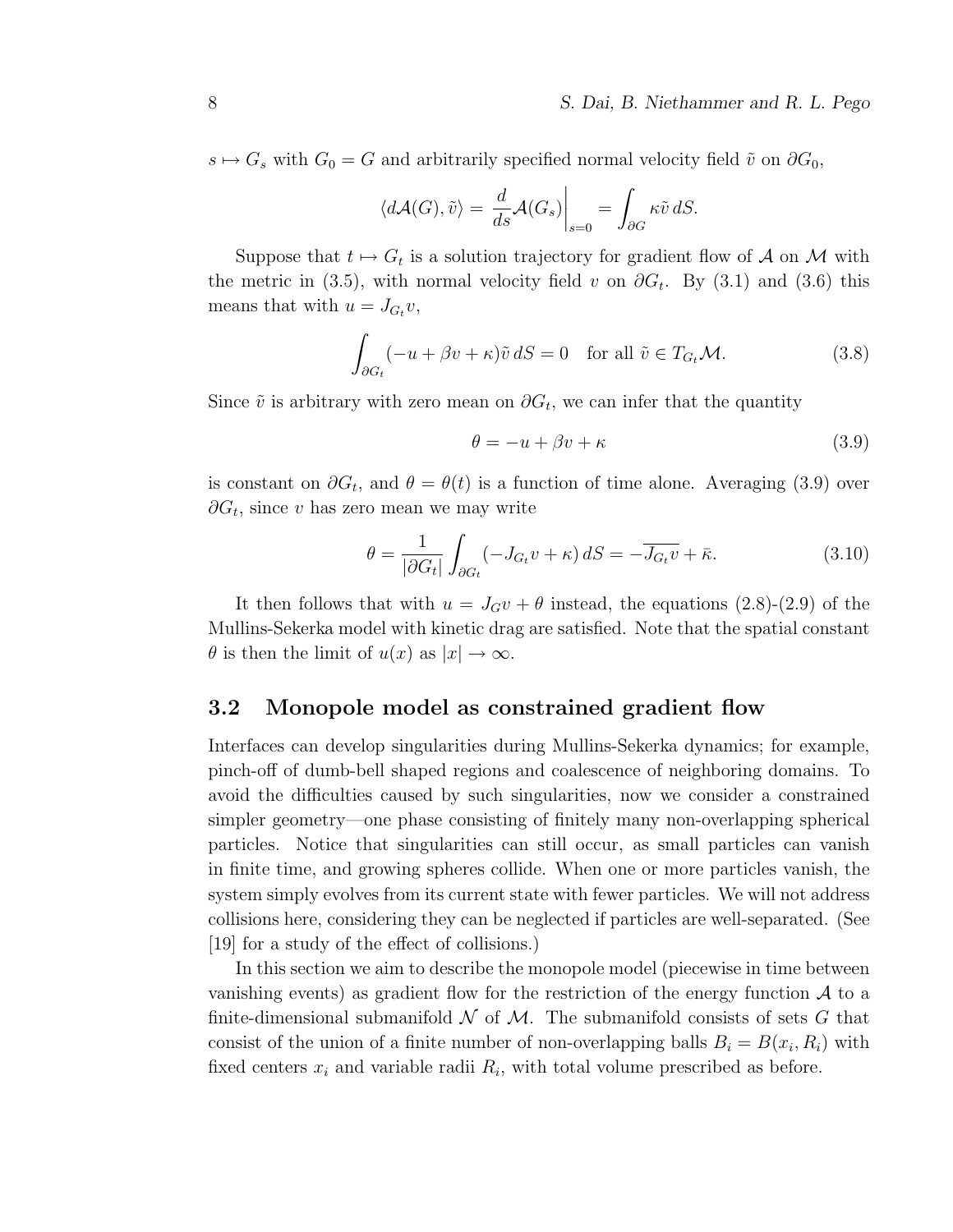$s \mapsto G_s$ with $G_0 = G$ and arbitrarily specified normal velocity field $\tilde{v}$ on $\partial G_0$,

$$\langle d\mathcal{A}(G), \tilde{v} \rangle = \frac{d}{ds}\mathcal{A}(G_s)\bigg|_{s=0} = \int_{\partial G} \kappa \tilde{v}\, dS.$$

Suppose that $t \mapsto G_t$ is a solution trajectory for gradient flow of $\mathcal{A}$ on $\mathcal{M}$ with the metric in (3.5), with normal velocity field $v$ on $\partial G_t$. By (3.1) and (3.6) this means that with $u = J_{G_t} v$,

$$\int_{\partial G_t} (-u + \beta v + \kappa)\tilde{v}\, dS = 0 \quad \text{for all } \tilde{v} \in T_{G_t}\mathcal{M}. \tag{3.8}$$

Since $\tilde{v}$ is arbitrary with zero mean on $\partial G_t$, we can infer that the quantity

$$\theta = -u + \beta v + \kappa \tag{3.9}$$

is constant on $\partial G_t$, and $\theta = \theta(t)$ is a function of time alone. Averaging (3.9) over $\partial G_t$, since $v$ has zero mean we may write

$$\theta = \frac{1}{|\partial G_t|}\int_{\partial G_t} (-J_{G_t} v + \kappa)\, dS = -\overline{J_{G_t} v} + \bar{\kappa}. \tag{3.10}$$

It then follows that with $u = J_G v + \theta$ instead, the equations (2.8)-(2.9) of the Mullins-Sekerka model with kinetic drag are satisfied. Note that the spatial constant $\theta$ is then the limit of $u(x)$ as $|x| \to \infty$.

### 3.2 Monopole model as constrained gradient flow

Interfaces can develop singularities during Mullins-Sekerka dynamics; for example, pinch-off of dumb-bell shaped regions and coalescence of neighboring domains. To avoid the difficulties caused by such singularities, now we consider a constrained simpler geometry—one phase consisting of finitely many non-overlapping spherical particles. Notice that singularities can still occur, as small particles can vanish in finite time, and growing spheres collide. When one or more particles vanish, the system simply evolves from its current state with fewer particles. We will not address collisions here, considering they can be neglected if particles are well-separated. (See [19] for a study of the effect of collisions.)

In this section we aim to describe the monopole model (piecewise in time between vanishing events) as gradient flow for the restriction of the energy function $\mathcal{A}$ to a finite-dimensional submanifold $\mathcal{N}$ of $\mathcal{M}$. The submanifold consists of sets $G$ that consist of the union of a finite number of non-overlapping balls $B_i = B(x_i, R_i)$ with fixed centers $x_i$ and variable radii $R_i$, with total volume prescribed as before.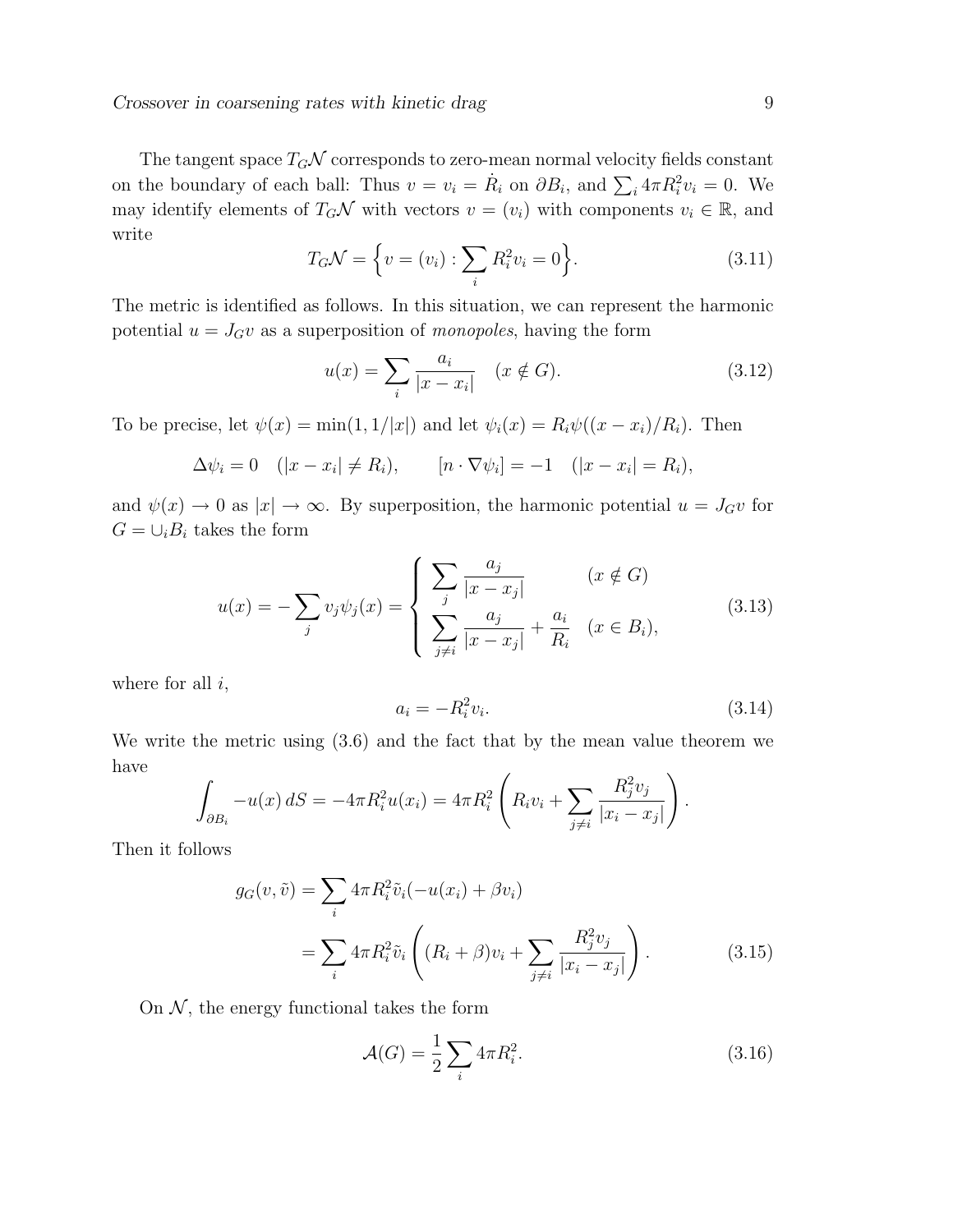The tangent space $T_G\mathcal{N}$ corresponds to zero-mean normal velocity fields constant on the boundary of each ball: Thus $v = v_i = \dot{R}_i$ on $\partial B_i$, and $\sum_i 4\pi R_i^2 v_i = 0$. We may identify elements of $T_G\mathcal{N}$ with vectors $v = (v_i)$ with components $v_i \in \mathbb{R}$, and write

$$T_G\mathcal{N} = \Big\{ v = (v_i) : \sum_i R_i^2 v_i = 0 \Big\}. \tag{3.11}$$

The metric is identified as follows. In this situation, we can represent the harmonic potential $u = J_G v$ as a superposition of *monopoles*, having the form

$$u(x) = \sum_i \frac{a_i}{|x - x_i|} \quad (x \notin G). \tag{3.12}$$

To be precise, let $\psi(x) = \min(1, 1/|x|)$ and let $\psi_i(x) = R_i \psi((x - x_i)/R_i)$. Then

$$\Delta \psi_i = 0 \quad (|x - x_i| \neq R_i), \qquad [n \cdot \nabla \psi_i] = -1 \quad (|x - x_i| = R_i),$$

and $\psi(x) \to 0$ as $|x| \to \infty$. By superposition, the harmonic potential $u = J_G v$ for $G = \cup_i B_i$ takes the form

$$u(x) = -\sum_j v_j \psi_j(x) = \begin{cases} \displaystyle\sum_j \frac{a_j}{|x - x_j|} & (x \notin G) \\ \displaystyle\sum_{j \neq i} \frac{a_j}{|x - x_j|} + \frac{a_i}{R_i} & (x \in B_i), \end{cases} \tag{3.13}$$

where for all $i$,

$$a_i = -R_i^2 v_i. \tag{3.14}$$

We write the metric using (3.6) and the fact that by the mean value theorem we have

$$\int_{\partial B_i} -u(x)\, dS = -4\pi R_i^2 u(x_i) = 4\pi R_i^2 \left( R_i v_i + \sum_{j \neq i} \frac{R_j^2 v_j}{|x_i - x_j|} \right).$$

Then it follows

$$\begin{aligned} g_G(v, \tilde{v}) &= \sum_i 4\pi R_i^2 \tilde{v}_i (-u(x_i) + \beta v_i) \\ &= \sum_i 4\pi R_i^2 \tilde{v}_i \left( (R_i + \beta) v_i + \sum_{j \neq i} \frac{R_j^2 v_j}{|x_i - x_j|} \right). \end{aligned} \tag{3.15}$$

On $\mathcal{N}$, the energy functional takes the form

$$\mathcal{A}(G) = \frac{1}{2} \sum_i 4\pi R_i^2. \tag{3.16}$$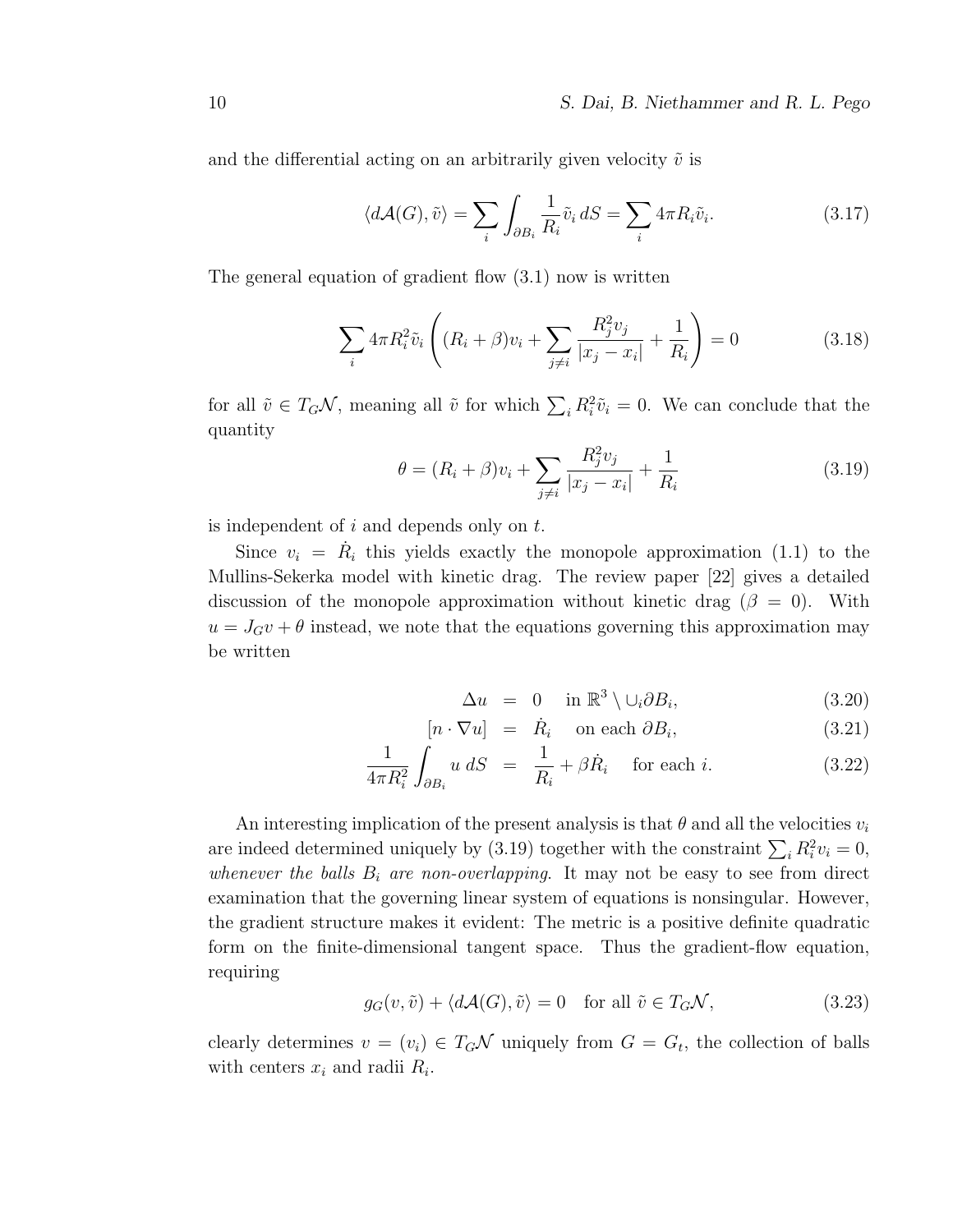and the differential acting on an arbitrarily given velocity $\tilde{v}$ is

$$\langle d\mathcal{A}(G), \tilde{v}\rangle = \sum_i \int_{\partial B_i} \frac{1}{R_i} \tilde{v}_i \, dS = \sum_i 4\pi R_i \tilde{v}_i. \tag{3.17}$$

The general equation of gradient flow (3.1) now is written

$$\sum_i 4\pi R_i^2 \tilde{v}_i \left( (R_i + \beta) v_i + \sum_{j\neq i} \frac{R_j^2 v_j}{|x_j - x_i|} + \frac{1}{R_i} \right) = 0 \tag{3.18}$$

for all $\tilde{v} \in T_G\mathcal{N}$, meaning all $\tilde{v}$ for which $\sum_i R_i^2 \tilde{v}_i = 0$. We can conclude that the quantity

$$\theta = (R_i + \beta) v_i + \sum_{j\neq i} \frac{R_j^2 v_j}{|x_j - x_i|} + \frac{1}{R_i} \tag{3.19}$$

is independent of $i$ and depends only on $t$.

Since $v_i = \dot{R}_i$ this yields exactly the monopole approximation (1.1) to the Mullins-Sekerka model with kinetic drag. The review paper [22] gives a detailed discussion of the monopole approximation without kinetic drag ($\beta = 0$). With $u = J_G v + \theta$ instead, we note that the equations governing this approximation may be written

$$\begin{aligned}
\Delta u &= 0 \quad \text{in } \mathbb{R}^3 \setminus \cup_i \partial B_i, & (3.20)\\
[n \cdot \nabla u] &= \dot{R}_i \quad \text{on each } \partial B_i, & (3.21)\\
\frac{1}{4\pi R_i^2} \int_{\partial B_i} u \, dS &= \frac{1}{R_i} + \beta \dot{R}_i \quad \text{for each } i. & (3.22)
\end{aligned}$$

An interesting implication of the present analysis is that $\theta$ and all the velocities $v_i$ are indeed determined uniquely by (3.19) together with the constraint $\sum_i R_i^2 v_i = 0$, *whenever the balls $B_i$ are non-overlapping*. It may not be easy to see from direct examination that the governing linear system of equations is nonsingular. However, the gradient structure makes it evident: The metric is a positive definite quadratic form on the finite-dimensional tangent space. Thus the gradient-flow equation, requiring

$$g_G(v, \tilde{v}) + \langle d\mathcal{A}(G), \tilde{v}\rangle = 0 \quad \text{for all } \tilde{v} \in T_G\mathcal{N}, \tag{3.23}$$

clearly determines $v = (v_i) \in T_G\mathcal{N}$ uniquely from $G = G_t$, the collection of balls with centers $x_i$ and radii $R_i$.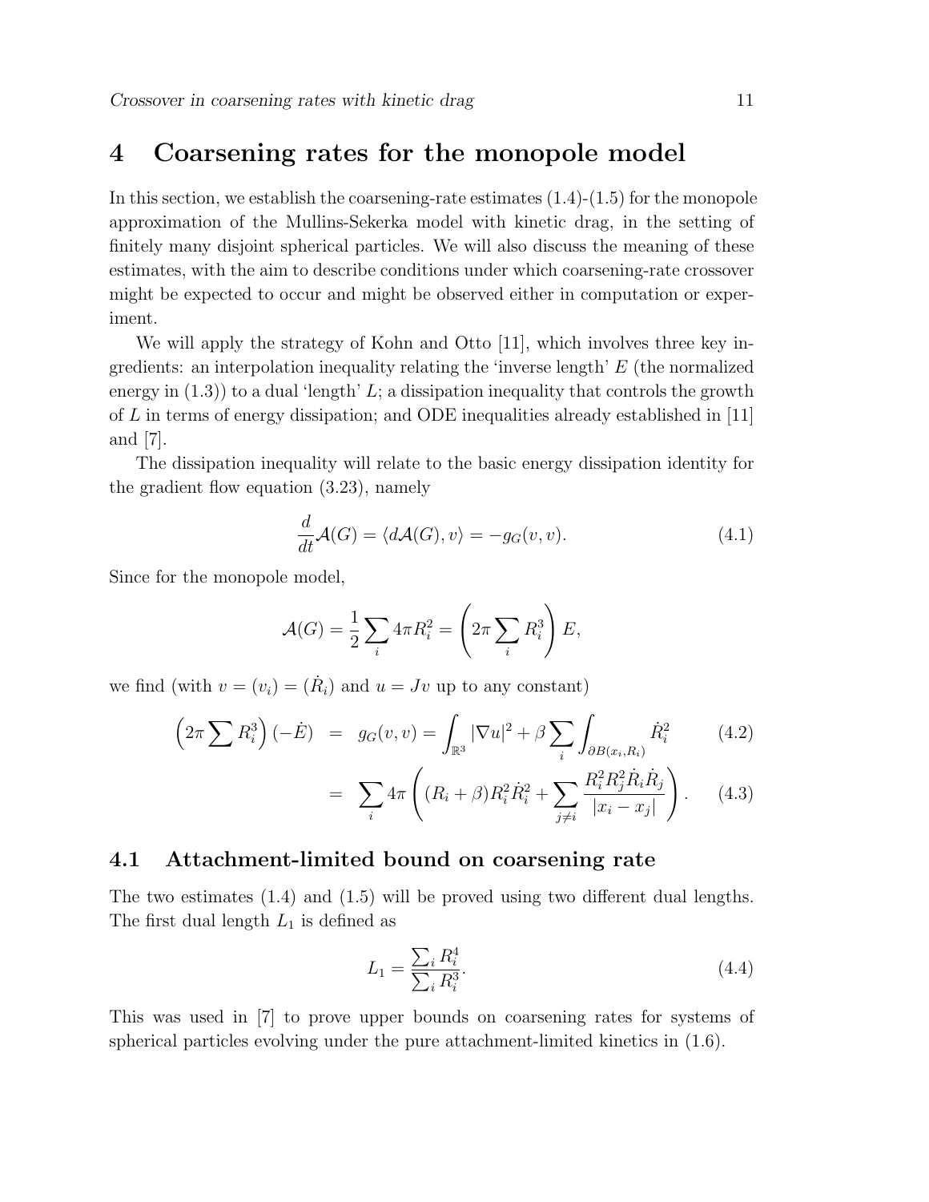## 4 Coarsening rates for the monopole model

In this section, we establish the coarsening-rate estimates (1.4)-(1.5) for the monopole approximation of the Mullins-Sekerka model with kinetic drag, in the setting of finitely many disjoint spherical particles. We will also discuss the meaning of these estimates, with the aim to describe conditions under which coarsening-rate crossover might be expected to occur and might be observed either in computation or experiment.

We will apply the strategy of Kohn and Otto [11], which involves three key ingredients: an interpolation inequality relating the 'inverse length' $E$ (the normalized energy in (1.3)) to a dual 'length' $L$; a dissipation inequality that controls the growth of $L$ in terms of energy dissipation; and ODE inequalities already established in [11] and [7].

The dissipation inequality will relate to the basic energy dissipation identity for the gradient flow equation (3.23), namely

$$\frac{d}{dt}\mathcal{A}(G) = \langle d\mathcal{A}(G), v\rangle = -g_G(v,v). \tag{4.1}$$

Since for the monopole model,

$$\mathcal{A}(G) = \frac{1}{2}\sum_i 4\pi R_i^2 = \left(2\pi \sum_i R_i^3\right) E,$$

we find (with $v = (v_i) = (\dot{R}_i)$ and $u = Jv$ up to any constant)

$$\begin{aligned}
\left(2\pi \sum R_i^3\right)(-\dot{E}) &= g_G(v,v) = \int_{\mathbb{R}^3} |\nabla u|^2 + \beta \sum_i \int_{\partial B(x_i,R_i)} \dot{R}_i^2 \qquad (4.2)\\
&= \sum_i 4\pi \left( (R_i+\beta) R_i^2 \dot{R}_i^2 + \sum_{j\neq i} \frac{R_i^2 R_j^2 \dot{R}_i \dot{R}_j}{|x_i - x_j|}\right). \qquad (4.3)
\end{aligned}$$

### 4.1 Attachment-limited bound on coarsening rate

The two estimates (1.4) and (1.5) will be proved using two different dual lengths. The first dual length $L_1$ is defined as

$$L_1 = \frac{\sum_i R_i^4}{\sum_i R_i^3}. \tag{4.4}$$

This was used in [7] to prove upper bounds on coarsening rates for systems of spherical particles evolving under the pure attachment-limited kinetics in (1.6).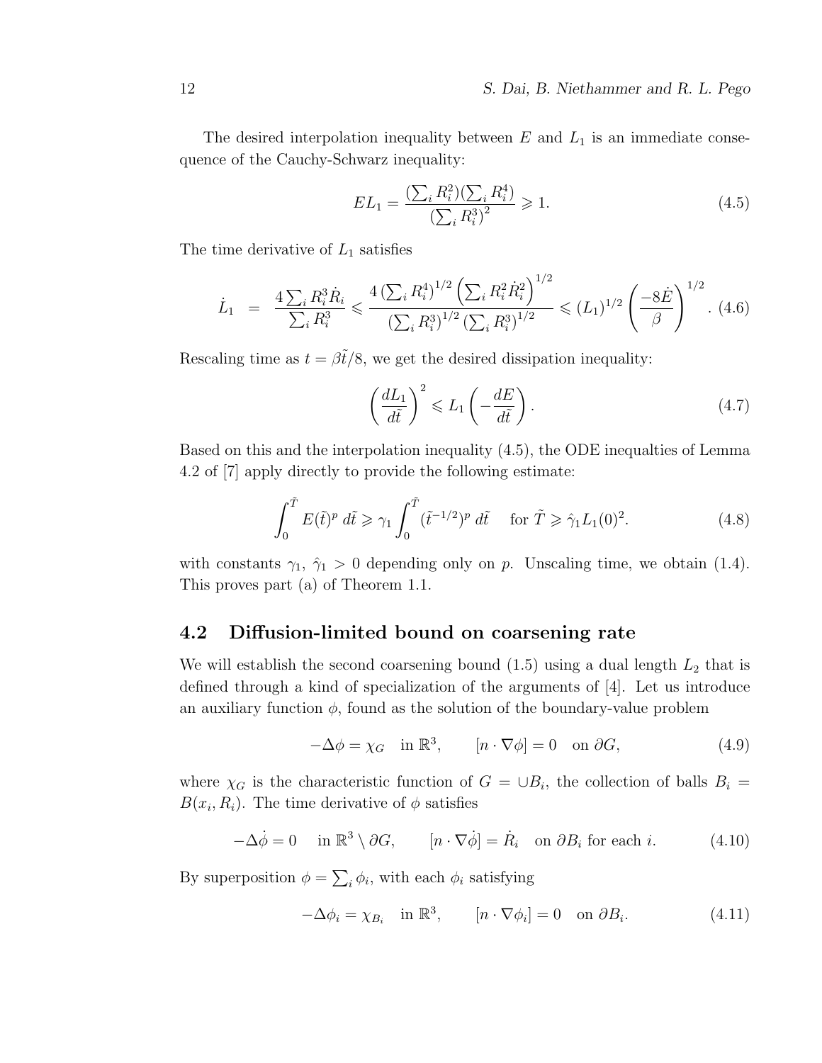The desired interpolation inequality between $E$ and $L_1$ is an immediate consequence of the Cauchy-Schwarz inequality:

$$EL_1 = \frac{(\sum_i R_i^2)(\sum_i R_i^4)}{(\sum_i R_i^3)^2} \geqslant 1. \tag{4.5}$$

The time derivative of $L_1$ satisfies

$$\dot{L}_1 \quad = \quad \frac{4\sum_i R_i^3 \dot{R}_i}{\sum_i R_i^3} \leqslant \frac{4\left(\sum_i R_i^4\right)^{1/2}\left(\sum_i R_i^2 \dot{R}_i^2\right)^{1/2}}{\left(\sum_i R_i^3\right)^{1/2}\left(\sum_i R_i^3\right)^{1/2}} \leqslant (L_1)^{1/2}\left(\frac{-8\dot{E}}{\beta}\right)^{1/2}. \tag{4.6}$$

Rescaling time as $t = \beta\tilde{t}/8$, we get the desired dissipation inequality:

$$\left(\frac{dL_1}{d\tilde{t}}\right)^2 \leqslant L_1\left(-\frac{dE}{d\tilde{t}}\right). \tag{4.7}$$

Based on this and the interpolation inequality (4.5), the ODE inequalties of Lemma 4.2 of [7] apply directly to provide the following estimate:

$$\int_0^{\tilde{T}} E(\tilde{t})^p \, d\tilde{t} \geqslant \gamma_1 \int_0^{\tilde{T}} (\tilde{t}^{-1/2})^p \, d\tilde{t} \quad \text{ for } \tilde{T} \geqslant \hat{\gamma}_1 L_1(0)^2. \tag{4.8}$$

with constants $\gamma_1$, $\hat{\gamma}_1 > 0$ depending only on $p$. Unscaling time, we obtain (1.4). This proves part (a) of Theorem 1.1.

## 4.2 Diffusion-limited bound on coarsening rate

We will establish the second coarsening bound (1.5) using a dual length $L_2$ that is defined through a kind of specialization of the arguments of [4]. Let us introduce an auxiliary function $\phi$, found as the solution of the boundary-value problem

$$-\Delta\phi = \chi_G \quad \text{in } \mathbb{R}^3, \qquad [n \cdot \nabla\phi] = 0 \quad \text{on } \partial G, \tag{4.9}$$

where $\chi_G$ is the characteristic function of $G = \cup B_i$, the collection of balls $B_i = B(x_i, R_i)$. The time derivative of $\phi$ satisfies

$$-\Delta\dot{\phi} = 0 \quad \text{ in } \mathbb{R}^3 \setminus \partial G, \qquad [n \cdot \nabla\dot{\phi}] = \dot{R}_i \quad \text{on } \partial B_i \text{ for each } i. \tag{4.10}$$

By superposition $\phi = \sum_i \phi_i$, with each $\phi_i$ satisfying

$$-\Delta\phi_i = \chi_{B_i} \quad \text{in } \mathbb{R}^3, \qquad [n \cdot \nabla\phi_i] = 0 \quad \text{on } \partial B_i. \tag{4.11}$$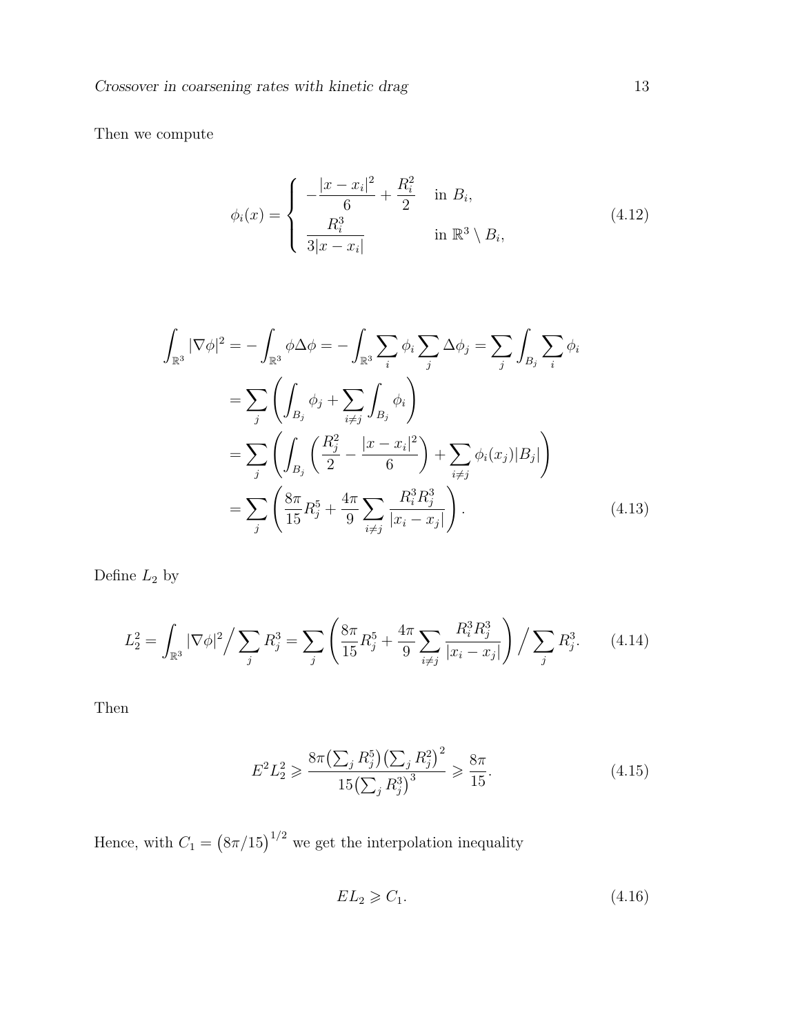Then we compute

$$
\phi_i(x) = \begin{cases} -\dfrac{|x-x_i|^2}{6} + \dfrac{R_i^2}{2} & \text{in } B_i, \\ \dfrac{R_i^3}{3|x-x_i|} & \text{in } \mathbb{R}^3 \setminus B_i, \end{cases} \tag{4.12}
$$

$$
\begin{aligned}
\int_{\mathbb{R}^3} |\nabla \phi|^2 &= -\int_{\mathbb{R}^3} \phi \Delta \phi = -\int_{\mathbb{R}^3} \sum_i \phi_i \sum_j \Delta \phi_j = \sum_j \int_{B_j} \sum_i \phi_i \\
&= \sum_j \left( \int_{B_j} \phi_j + \sum_{i \neq j} \int_{B_j} \phi_i \right) \\
&= \sum_j \left( \int_{B_j} \left( \frac{R_j^2}{2} - \frac{|x-x_i|^2}{6} \right) + \sum_{i \neq j} \phi_i(x_j) |B_j| \right) \\
&= \sum_j \left( \frac{8\pi}{15} R_j^5 + \frac{4\pi}{9} \sum_{i \neq j} \frac{R_i^3 R_j^3}{|x_i - x_j|} \right).
\end{aligned} \tag{4.13}
$$

Define $L_2$ by

$$
L_2^2 = \int_{\mathbb{R}^3} |\nabla \phi|^2 \Big/ \sum_j R_j^3 = \sum_j \left( \frac{8\pi}{15} R_j^5 + \frac{4\pi}{9} \sum_{i \neq j} \frac{R_i^3 R_j^3}{|x_i - x_j|} \right) \Big/ \sum_j R_j^3. \tag{4.14}
$$

Then

$$
E^2 L_2^2 \geqslant \frac{8\pi \big(\sum_j R_j^5\big) \big(\sum_j R_j^2\big)^2}{15 \big(\sum_j R_j^3\big)^3} \geqslant \frac{8\pi}{15}. \tag{4.15}
$$

Hence, with $C_1 = \big(8\pi/15\big)^{1/2}$ we get the interpolation inequality

$$
E L_2 \geqslant C_1. \tag{4.16}
$$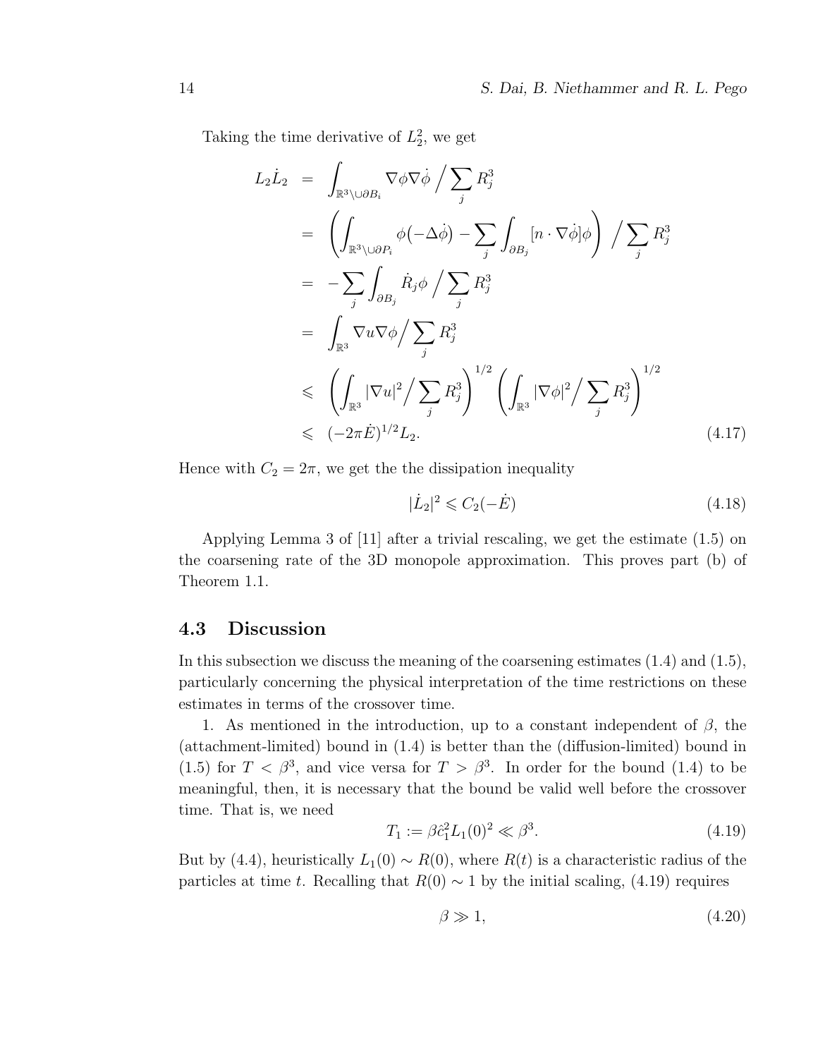Taking the time derivative of $L_2^2$, we get

$$
\begin{aligned}
L_2\dot{L}_2 &= \int_{\mathbb{R}^3\setminus\cup\partial B_i} \nabla\phi\nabla\dot{\phi} \Big/ \sum_j R_j^3 \\
&= \left(\int_{\mathbb{R}^3\setminus\cup\partial P_i} \phi\big(-\Delta\dot{\phi}\big) - \sum_j \int_{\partial B_j} [n\cdot\nabla\dot{\phi}]\phi\right) \Big/ \sum_j R_j^3 \\
&= -\sum_j \int_{\partial B_j} \dot{R}_j\phi \Big/ \sum_j R_j^3 \\
&= \int_{\mathbb{R}^3} \nabla u\nabla\phi \Big/ \sum_j R_j^3 \\
&\leqslant \left(\int_{\mathbb{R}^3} |\nabla u|^2 \Big/ \sum_j R_j^3\right)^{1/2} \left(\int_{\mathbb{R}^3} |\nabla\phi|^2 \Big/ \sum_j R_j^3\right)^{1/2} \\
&\leqslant (-2\pi\dot{E})^{1/2} L_2. \qquad (4.17)
\end{aligned}
$$

Hence with $C_2 = 2\pi$, we get the the dissipation inequality

$$
|\dot{L}_2|^2 \leqslant C_2(-\dot{E}) \qquad (4.18)
$$

Applying Lemma 3 of [11] after a trivial rescaling, we get the estimate (1.5) on the coarsening rate of the 3D monopole approximation. This proves part (b) of Theorem 1.1.

## 4.3 Discussion

In this subsection we discuss the meaning of the coarsening estimates (1.4) and (1.5), particularly concerning the physical interpretation of the time restrictions on these estimates in terms of the crossover time.

1. As mentioned in the introduction, up to a constant independent of $\beta$, the (attachment-limited) bound in (1.4) is better than the (diffusion-limited) bound in (1.5) for $T < \beta^3$, and vice versa for $T > \beta^3$. In order for the bound (1.4) to be meaningful, then, it is necessary that the bound be valid well before the crossover time. That is, we need

$$
T_1 := \beta\hat{c}_1^2 L_1(0)^2 \ll \beta^3. \qquad (4.19)
$$

But by (4.4), heuristically $L_1(0) \sim R(0)$, where $R(t)$ is a characteristic radius of the particles at time $t$. Recalling that $R(0) \sim 1$ by the initial scaling, (4.19) requires

$$
\beta \gg 1, \qquad (4.20)
$$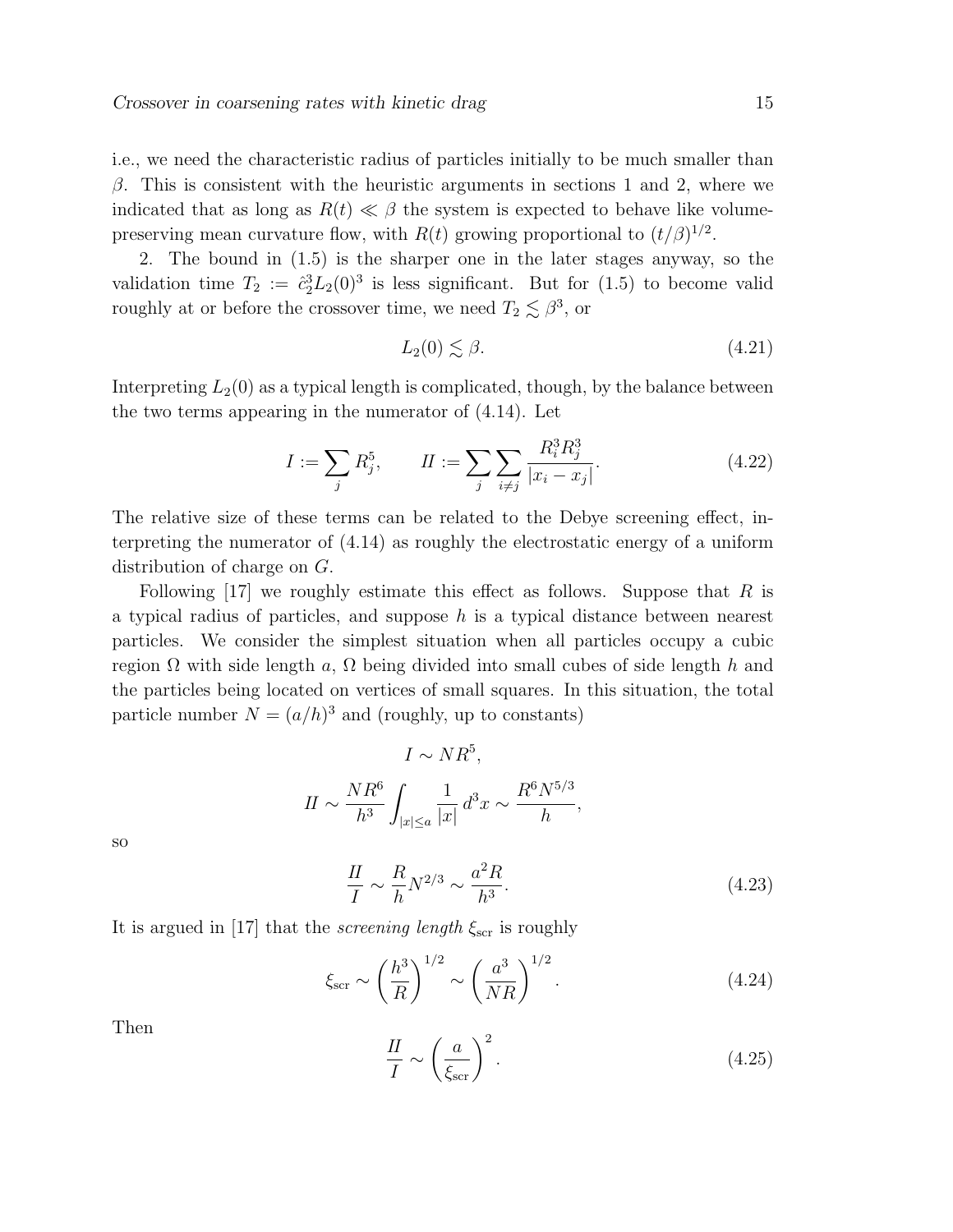i.e., we need the characteristic radius of particles initially to be much smaller than $\beta$. This is consistent with the heuristic arguments in sections 1 and 2, where we indicated that as long as $R(t) \ll \beta$ the system is expected to behave like volume-preserving mean curvature flow, with $R(t)$ growing proportional to $(t/\beta)^{1/2}$.

2. The bound in (1.5) is the sharper one in the later stages anyway, so the validation time $T_2 := \hat{c}_2^3 L_2(0)^3$ is less significant. But for (1.5) to become valid roughly at or before the crossover time, we need $T_2 \lesssim \beta^3$, or

$$L_2(0) \lesssim \beta. \tag{4.21}$$

Interpreting $L_2(0)$ as a typical length is complicated, though, by the balance between the two terms appearing in the numerator of (4.14). Let

$$I := \sum_j R_j^5, \qquad II := \sum_j \sum_{i \neq j} \frac{R_i^3 R_j^3}{|x_i - x_j|}. \tag{4.22}$$

The relative size of these terms can be related to the Debye screening effect, interpreting the numerator of (4.14) as roughly the electrostatic energy of a uniform distribution of charge on $G$.

Following [17] we roughly estimate this effect as follows. Suppose that $R$ is a typical radius of particles, and suppose $h$ is a typical distance between nearest particles. We consider the simplest situation when all particles occupy a cubic region $\Omega$ with side length $a$, $\Omega$ being divided into small cubes of side length $h$ and the particles being located on vertices of small squares. In this situation, the total particle number $N = (a/h)^3$ and (roughly, up to constants)

$$I \sim NR^5,$$

$$II \sim \frac{NR^6}{h^3} \int_{|x| \leq a} \frac{1}{|x|}\, d^3x \sim \frac{R^6 N^{5/3}}{h},$$

so

$$\frac{II}{I} \sim \frac{R}{h} N^{2/3} \sim \frac{a^2 R}{h^3}. \tag{4.23}$$

It is argued in [17] that the *screening length* $\xi_{\rm scr}$ is roughly

$$\xi_{\rm scr} \sim \left(\frac{h^3}{R}\right)^{1/2} \sim \left(\frac{a^3}{NR}\right)^{1/2}. \tag{4.24}$$

Then

$$\frac{II}{I} \sim \left(\frac{a}{\xi_{\rm scr}}\right)^2. \tag{4.25}$$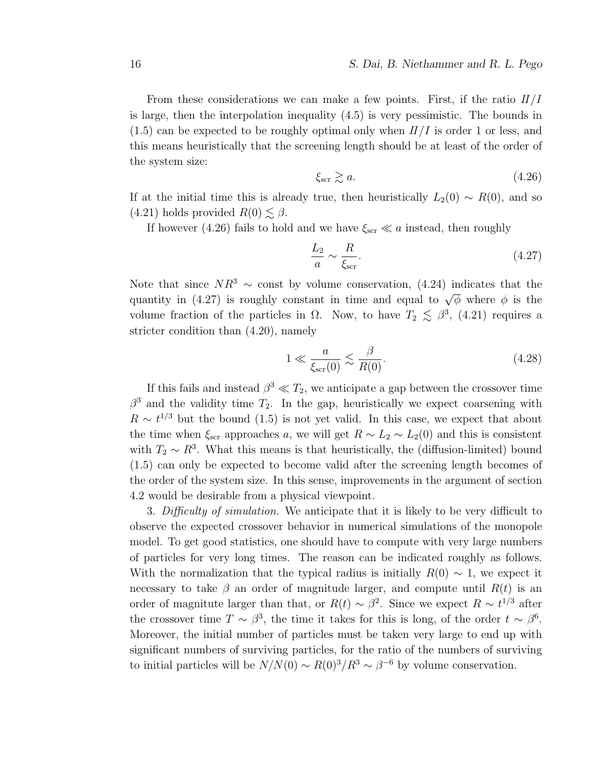From these considerations we can make a few points. First, if the ratio $II/I$ is large, then the interpolation inequality (4.5) is very pessimistic. The bounds in (1.5) can be expected to be roughly optimal only when $II/I$ is order 1 or less, and this means heuristically that the screening length should be at least of the order of the system size:

$$\xi_{\text{scr}} \gtrsim a. \tag{4.26}$$

If at the initial time this is already true, then heuristically $L_2(0) \sim R(0)$, and so (4.21) holds provided $R(0) \lesssim \beta$.

If however (4.26) fails to hold and we have $\xi_{\text{scr}} \ll a$ instead, then roughly

$$\frac{L_2}{a} \sim \frac{R}{\xi_{\text{scr}}}. \tag{4.27}$$

Note that since $NR^3 \sim$ const by volume conservation, (4.24) indicates that the quantity in (4.27) is roughly constant in time and equal to $\sqrt{\phi}$ where $\phi$ is the volume fraction of the particles in $\Omega$. Now, to have $T_2 \lesssim \beta^3$, (4.21) requires a stricter condition than (4.20), namely

$$1 \ll \frac{a}{\xi_{\text{scr}}(0)} \lesssim \frac{\beta}{R(0)}. \tag{4.28}$$

If this fails and instead $\beta^3 \ll T_2$, we anticipate a gap between the crossover time $\beta^3$ and the validity time $T_2$. In the gap, heuristically we expect coarsening with $R \sim t^{1/3}$ but the bound (1.5) is not yet valid. In this case, we expect that about the time when $\xi_{\text{scr}}$ approaches $a$, we will get $R \sim L_2 \sim L_2(0)$ and this is consistent with $T_2 \sim R^3$. What this means is that heuristically, the (diffusion-limited) bound (1.5) can only be expected to become valid after the screening length becomes of the order of the system size. In this sense, improvements in the argument of section 4.2 would be desirable from a physical viewpoint.

3. *Difficulty of simulation.* We anticipate that it is likely to be very difficult to observe the expected crossover behavior in numerical simulations of the monopole model. To get good statistics, one should have to compute with very large numbers of particles for very long times. The reason can be indicated roughly as follows. With the normalization that the typical radius is initially $R(0) \sim 1$, we expect it necessary to take $\beta$ an order of magnitude larger, and compute until $R(t)$ is an order of magnitute larger than that, or $R(t) \sim \beta^2$. Since we expect $R \sim t^{1/3}$ after the crossover time $T \sim \beta^3$, the time it takes for this is long, of the order $t \sim \beta^6$. Moreover, the initial number of particles must be taken very large to end up with significant numbers of surviving particles, for the ratio of the numbers of surviving to initial particles will be $N/N(0) \sim R(0)^3/R^3 \sim \beta^{-6}$ by volume conservation.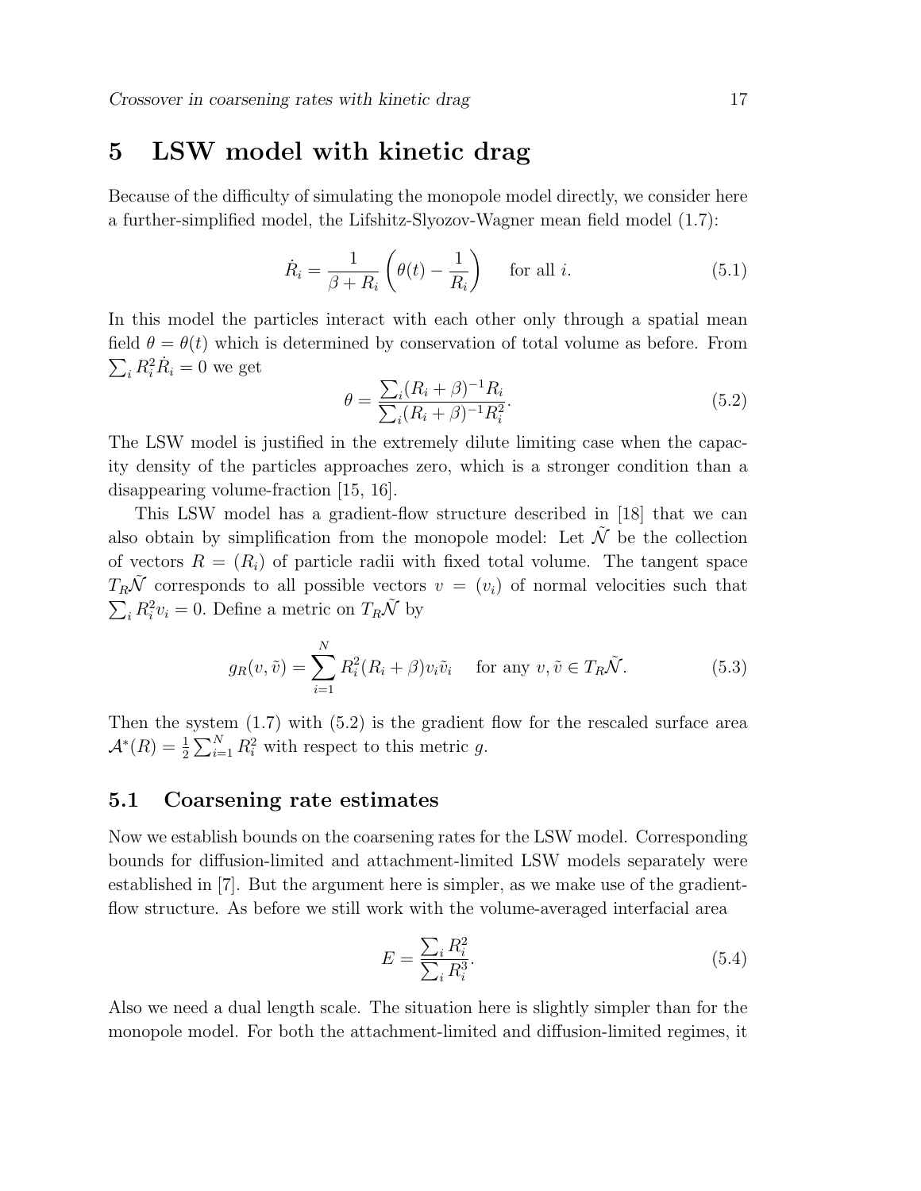# 5 LSW model with kinetic drag

Because of the difficulty of simulating the monopole model directly, we consider here a further-simplified model, the Lifshitz-Slyozov-Wagner mean field model (1.7):

$$\dot{R}_i = \frac{1}{\beta + R_i}\left(\theta(t) - \frac{1}{R_i}\right) \qquad \text{for all } i. \tag{5.1}$$

In this model the particles interact with each other only through a spatial mean field $\theta = \theta(t)$ which is determined by conservation of total volume as before. From $\sum_i R_i^2 \dot{R}_i = 0$ we get

$$\theta = \frac{\sum_i (R_i + \beta)^{-1} R_i}{\sum_i (R_i + \beta)^{-1} R_i^2}. \tag{5.2}$$

The LSW model is justified in the extremely dilute limiting case when the capacity density of the particles approaches zero, which is a stronger condition than a disappearing volume-fraction [15, 16].

This LSW model has a gradient-flow structure described in [18] that we can also obtain by simplification from the monopole model: Let $\tilde{\mathcal{N}}$ be the collection of vectors $R = (R_i)$ of particle radii with fixed total volume. The tangent space $T_R\tilde{\mathcal{N}}$ corresponds to all possible vectors $v = (v_i)$ of normal velocities such that $\sum_i R_i^2 v_i = 0$. Define a metric on $T_R\tilde{\mathcal{N}}$ by

$$g_R(v, \tilde{v}) = \sum_{i=1}^{N} R_i^2 (R_i + \beta) v_i \tilde{v}_i \quad \text{ for any } v, \tilde{v} \in T_R\tilde{\mathcal{N}}. \tag{5.3}$$

Then the system (1.7) with (5.2) is the gradient flow for the rescaled surface area $\mathcal{A}^*(R) = \frac{1}{2}\sum_{i=1}^{N} R_i^2$ with respect to this metric $g$.

## 5.1 Coarsening rate estimates

Now we establish bounds on the coarsening rates for the LSW model. Corresponding bounds for diffusion-limited and attachment-limited LSW models separately were established in [7]. But the argument here is simpler, as we make use of the gradient-flow structure. As before we still work with the volume-averaged interfacial area

$$E = \frac{\sum_i R_i^2}{\sum_i R_i^3}. \tag{5.4}$$

Also we need a dual length scale. The situation here is slightly simpler than for the monopole model. For both the attachment-limited and diffusion-limited regimes, it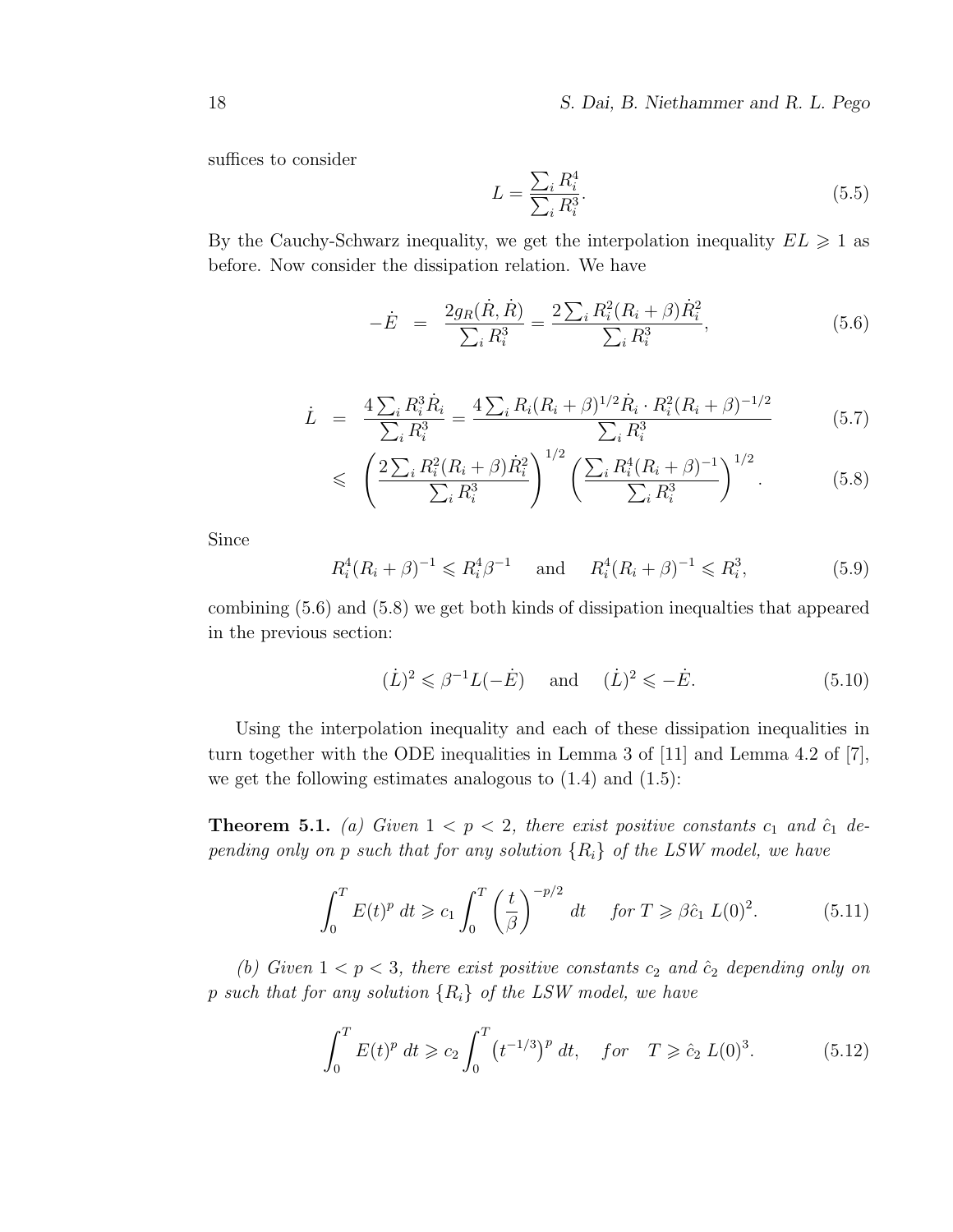suffices to consider

$$L = \frac{\sum_i R_i^4}{\sum_i R_i^3}. \tag{5.5}$$

By the Cauchy-Schwarz inequality, we get the interpolation inequality $EL \geqslant 1$ as before. Now consider the dissipation relation. We have

$$-\dot{E} \;=\; \frac{2g_R(\dot{R},\dot{R})}{\sum_i R_i^3} = \frac{2\sum_i R_i^2(R_i+\beta)\dot{R}_i^2}{\sum_i R_i^3}, \tag{5.6}$$

$$\begin{aligned}
\dot{L} \;&=\; \frac{4\sum_i R_i^3 \dot{R}_i}{\sum_i R_i^3} = \frac{4\sum_i R_i(R_i+\beta)^{1/2}\dot{R}_i \cdot R_i^2(R_i+\beta)^{-1/2}}{\sum_i R_i^3} &(5.7)\\
&\leqslant\; \left(\frac{2\sum_i R_i^2(R_i+\beta)\dot{R}_i^2}{\sum_i R_i^3}\right)^{1/2}\left(\frac{\sum_i R_i^4(R_i+\beta)^{-1}}{\sum_i R_i^3}\right)^{1/2}. &(5.8)
\end{aligned}$$

Since

$$R_i^4(R_i+\beta)^{-1} \leqslant R_i^4\beta^{-1} \quad \text{ and } \quad R_i^4(R_i+\beta)^{-1} \leqslant R_i^3, \tag{5.9}$$

combining (5.6) and (5.8) we get both kinds of dissipation inequalties that appeared in the previous section:

$$(\dot{L})^2 \leqslant \beta^{-1}L(-\dot{E}) \quad \text{ and } \quad (\dot{L})^2 \leqslant -\dot{E}. \tag{5.10}$$

Using the interpolation inequality and each of these dissipation inequalities in turn together with the ODE inequalities in Lemma 3 of [11] and Lemma 4.2 of [7], we get the following estimates analogous to (1.4) and (1.5):

**Theorem 5.1.** *(a) Given $1 < p < 2$, there exist positive constants $c_1$ and $\hat{c}_1$ depending only on $p$ such that for any solution $\{R_i\}$ of the LSW model, we have*

$$\int_0^T E(t)^p \, dt \geqslant c_1 \int_0^T \left(\frac{t}{\beta}\right)^{-p/2} dt \quad \textit{for } T \geqslant \beta\hat{c}_1 \, L(0)^2. \tag{5.11}$$

*(b) Given $1 < p < 3$, there exist positive constants $c_2$ and $\hat{c}_2$ depending only on $p$ such that for any solution $\{R_i\}$ of the LSW model, we have*

$$\int_0^T E(t)^p \, dt \geqslant c_2 \int_0^T \left(t^{-1/3}\right)^p dt, \quad \textit{for} \quad T \geqslant \hat{c}_2 \, L(0)^3. \tag{5.12}$$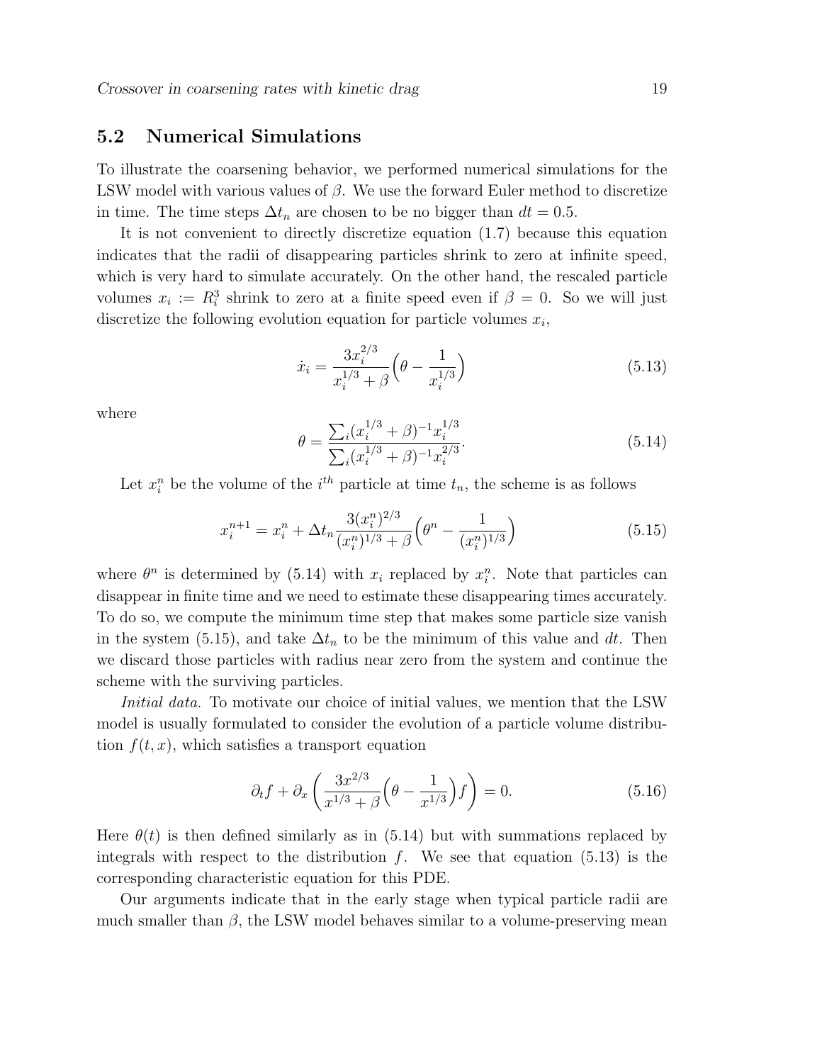## 5.2 Numerical Simulations

To illustrate the coarsening behavior, we performed numerical simulations for the LSW model with various values of $\beta$. We use the forward Euler method to discretize in time. The time steps $\Delta t_n$ are chosen to be no bigger than $dt = 0.5$.

It is not convenient to directly discretize equation (1.7) because this equation indicates that the radii of disappearing particles shrink to zero at infinite speed, which is very hard to simulate accurately. On the other hand, the rescaled particle volumes $x_i := R_i^3$ shrink to zero at a finite speed even if $\beta = 0$. So we will just discretize the following evolution equation for particle volumes $x_i$,

$$\dot{x}_i = \frac{3x_i^{2/3}}{x_i^{1/3} + \beta}\Big(\theta - \frac{1}{x_i^{1/3}}\Big) \tag{5.13}$$

where

$$\theta = \frac{\sum_i (x_i^{1/3} + \beta)^{-1} x_i^{1/3}}{\sum_i (x_i^{1/3} + \beta)^{-1} x_i^{2/3}}. \tag{5.14}$$

Let $x_i^n$ be the volume of the $i^{th}$ particle at time $t_n$, the scheme is as follows

$$x_i^{n+1} = x_i^n + \Delta t_n \frac{3(x_i^n)^{2/3}}{(x_i^n)^{1/3} + \beta}\Big(\theta^n - \frac{1}{(x_i^n)^{1/3}}\Big) \tag{5.15}$$

where $\theta^n$ is determined by (5.14) with $x_i$ replaced by $x_i^n$. Note that particles can disappear in finite time and we need to estimate these disappearing times accurately. To do so, we compute the minimum time step that makes some particle size vanish in the system (5.15), and take $\Delta t_n$ to be the minimum of this value and $dt$. Then we discard those particles with radius near zero from the system and continue the scheme with the surviving particles.

*Initial data.* To motivate our choice of initial values, we mention that the LSW model is usually formulated to consider the evolution of a particle volume distribution $f(t, x)$, which satisfies a transport equation

$$\partial_t f + \partial_x \left( \frac{3x^{2/3}}{x^{1/3} + \beta}\Big(\theta - \frac{1}{x^{1/3}}\Big) f \right) = 0. \tag{5.16}$$

Here $\theta(t)$ is then defined similarly as in (5.14) but with summations replaced by integrals with respect to the distribution $f$. We see that equation (5.13) is the corresponding characteristic equation for this PDE.

Our arguments indicate that in the early stage when typical particle radii are much smaller than $\beta$, the LSW model behaves similar to a volume-preserving mean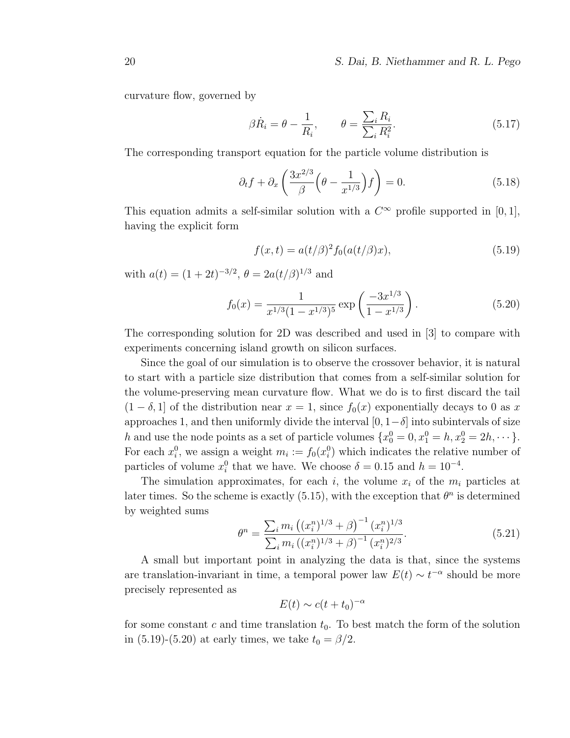curvature flow, governed by

$$\beta \dot{R}_i = \theta - \frac{1}{R_i}, \qquad \theta = \frac{\sum_i R_i}{\sum_i R_i^2}. \tag{5.17}$$

The corresponding transport equation for the particle volume distribution is

$$\partial_t f + \partial_x \left( \frac{3x^{2/3}}{\beta} \Big( \theta - \frac{1}{x^{1/3}} \Big) f \right) = 0. \tag{5.18}$$

This equation admits a self-similar solution with a $C^\infty$ profile supported in $[0,1]$, having the explicit form

$$f(x,t) = a(t/\beta)^2 f_0(a(t/\beta)x), \tag{5.19}$$

with $a(t) = (1+2t)^{-3/2}$, $\theta = 2a(t/\beta)^{1/3}$ and

$$f_0(x) = \frac{1}{x^{1/3}(1-x^{1/3})^5} \exp\left( \frac{-3x^{1/3}}{1-x^{1/3}} \right). \tag{5.20}$$

The corresponding solution for 2D was described and used in [3] to compare with experiments concerning island growth on silicon surfaces.

Since the goal of our simulation is to observe the crossover behavior, it is natural to start with a particle size distribution that comes from a self-similar solution for the volume-preserving mean curvature flow. What we do is to first discard the tail $(1-\delta, 1]$ of the distribution near $x = 1$, since $f_0(x)$ exponentially decays to 0 as $x$ approaches 1, and then uniformly divide the interval $[0, 1-\delta]$ into subintervals of size $h$ and use the node points as a set of particle volumes $\{x_0^0 = 0, x_1^0 = h, x_2^0 = 2h, \cdots\}$. For each $x_i^0$, we assign a weight $m_i := f_0(x_i^0)$ which indicates the relative number of particles of volume $x_i^0$ that we have. We choose $\delta = 0.15$ and $h = 10^{-4}$.

The simulation approximates, for each $i$, the volume $x_i$ of the $m_i$ particles at later times. So the scheme is exactly (5.15), with the exception that $\theta^n$ is determined by weighted sums

$$\theta^n = \frac{\sum_i m_i \left( (x_i^n)^{1/3} + \beta \right)^{-1} (x_i^n)^{1/3}}{\sum_i m_i \left( (x_i^n)^{1/3} + \beta \right)^{-1} (x_i^n)^{2/3}}. \tag{5.21}$$

A small but important point in analyzing the data is that, since the systems are translation-invariant in time, a temporal power law $E(t) \sim t^{-\alpha}$ should be more precisely represented as

$$E(t) \sim c(t+t_0)^{-\alpha}$$

for some constant $c$ and time translation $t_0$. To best match the form of the solution in (5.19)-(5.20) at early times, we take $t_0 = \beta/2$.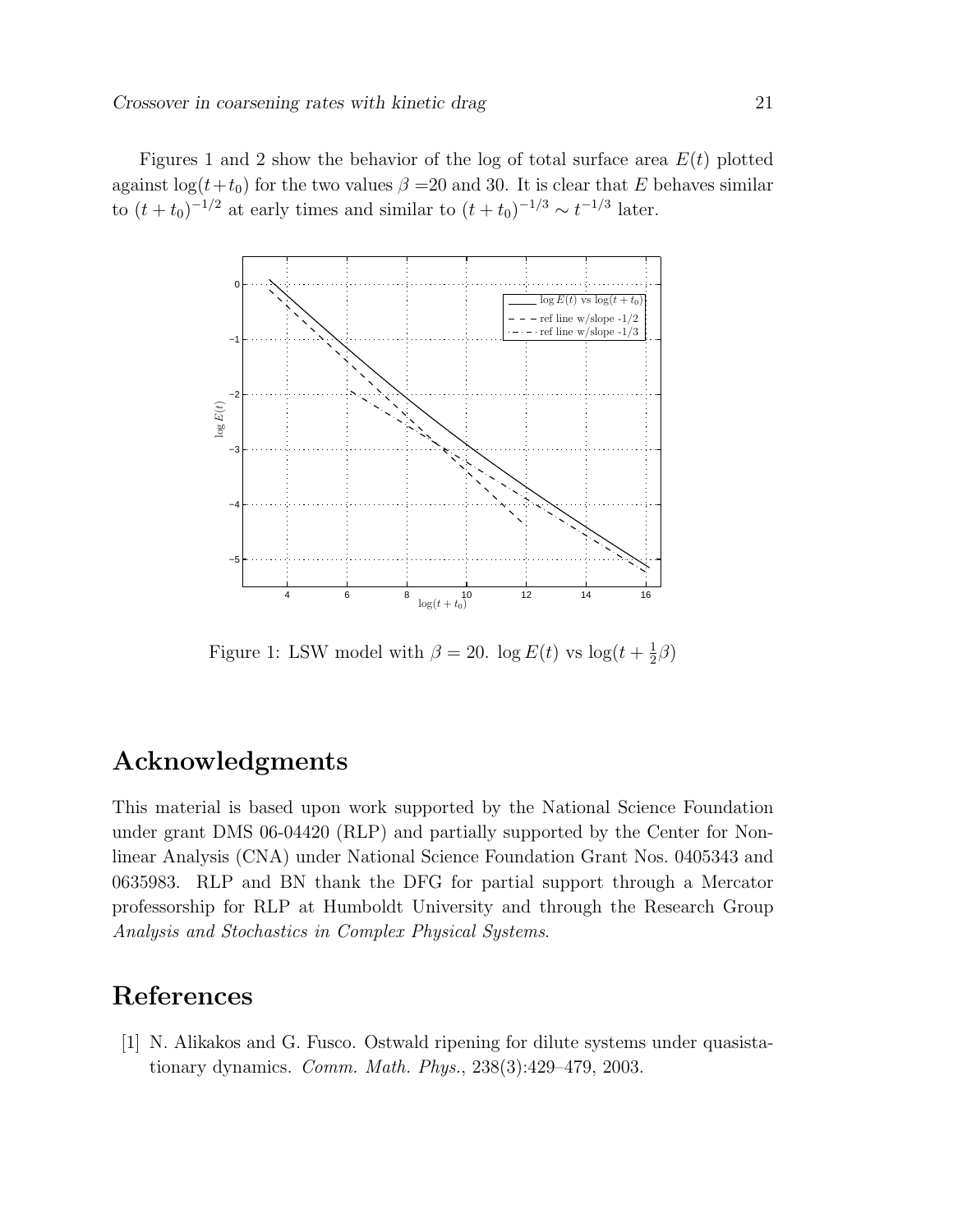Figures 1 and 2 show the behavior of the log of total surface area $E(t)$ plotted against $\log(t+t_0)$ for the two values $\beta$ =20 and 30. It is clear that $E$ behaves similar to $(t+t_0)^{-1/2}$ at early times and similar to $(t+t_0)^{-1/3} \sim t^{-1/3}$ later.

Figure 1: LSW model with $\beta = 20$. $\log E(t)$ vs $\log(t + \frac{1}{2}\beta)$

## Acknowledgments

This material is based upon work supported by the National Science Foundation under grant DMS 06-04420 (RLP) and partially supported by the Center for Nonlinear Analysis (CNA) under National Science Foundation Grant Nos. 0405343 and 0635983. RLP and BN thank the DFG for partial support through a Mercator professorship for RLP at Humboldt University and through the Research Group *Analysis and Stochastics in Complex Physical Systems*.

## References

[1] N. Alikakos and G. Fusco. Ostwald ripening for dilute systems under quasistationary dynamics. *Comm. Math. Phys.*, 238(3):429–479, 2003.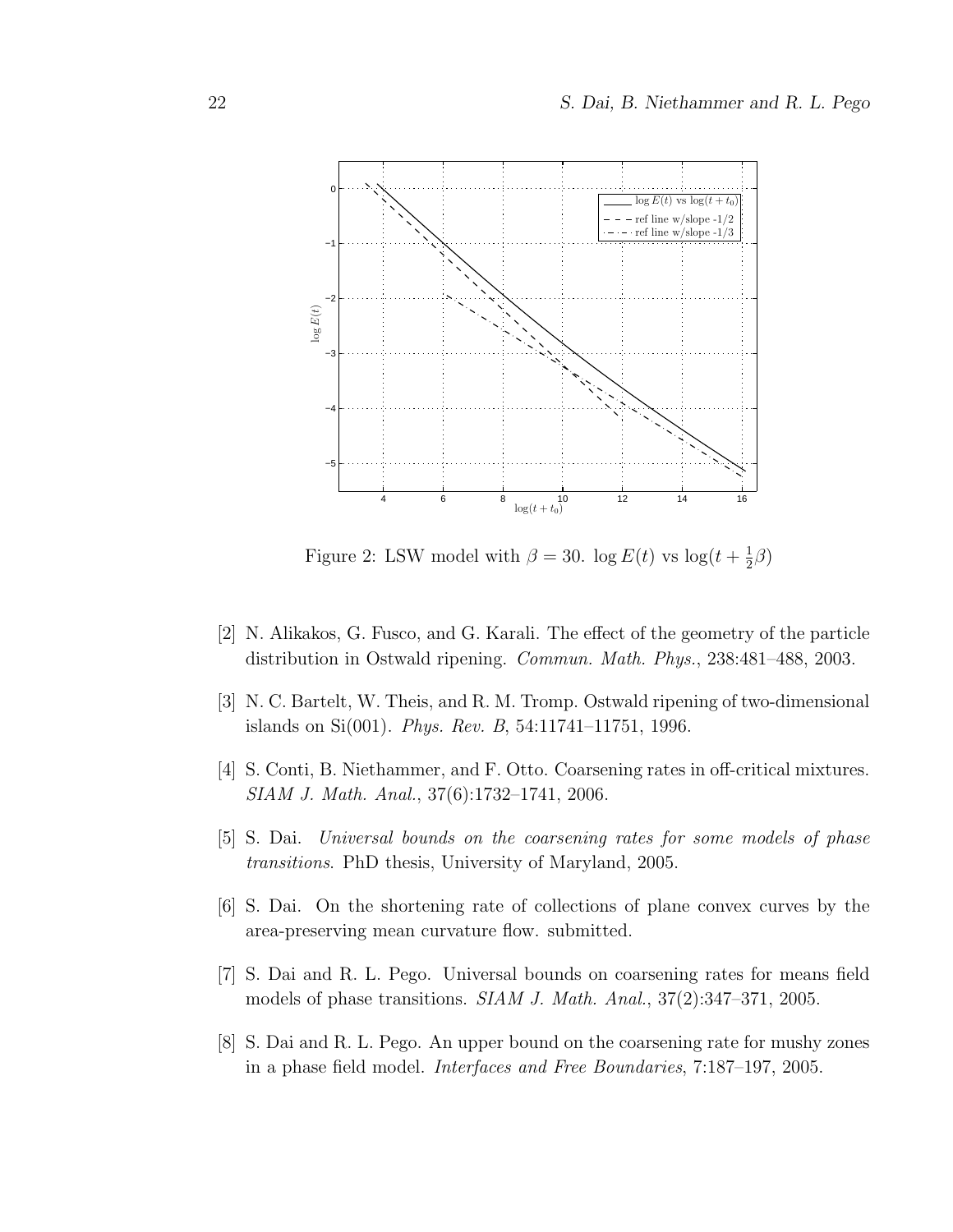Figure 2: LSW model with $\beta = 30$. $\log E(t)$ vs $\log(t + \frac{1}{2}\beta)$

[2] N. Alikakos, G. Fusco, and G. Karali. The effect of the geometry of the particle distribution in Ostwald ripening. *Commun. Math. Phys.*, 238:481–488, 2003.

[3] N. C. Bartelt, W. Theis, and R. M. Tromp. Ostwald ripening of two-dimensional islands on Si(001). *Phys. Rev. B*, 54:11741–11751, 1996.

[4] S. Conti, B. Niethammer, and F. Otto. Coarsening rates in off-critical mixtures. *SIAM J. Math. Anal.*, 37(6):1732–1741, 2006.

[5] S. Dai. *Universal bounds on the coarsening rates for some models of phase transitions*. PhD thesis, University of Maryland, 2005.

[6] S. Dai. On the shortening rate of collections of plane convex curves by the area-preserving mean curvature flow. submitted.

[7] S. Dai and R. L. Pego. Universal bounds on coarsening rates for means field models of phase transitions. *SIAM J. Math. Anal.*, 37(2):347–371, 2005.

[8] S. Dai and R. L. Pego. An upper bound on the coarsening rate for mushy zones in a phase field model. *Interfaces and Free Boundaries*, 7:187–197, 2005.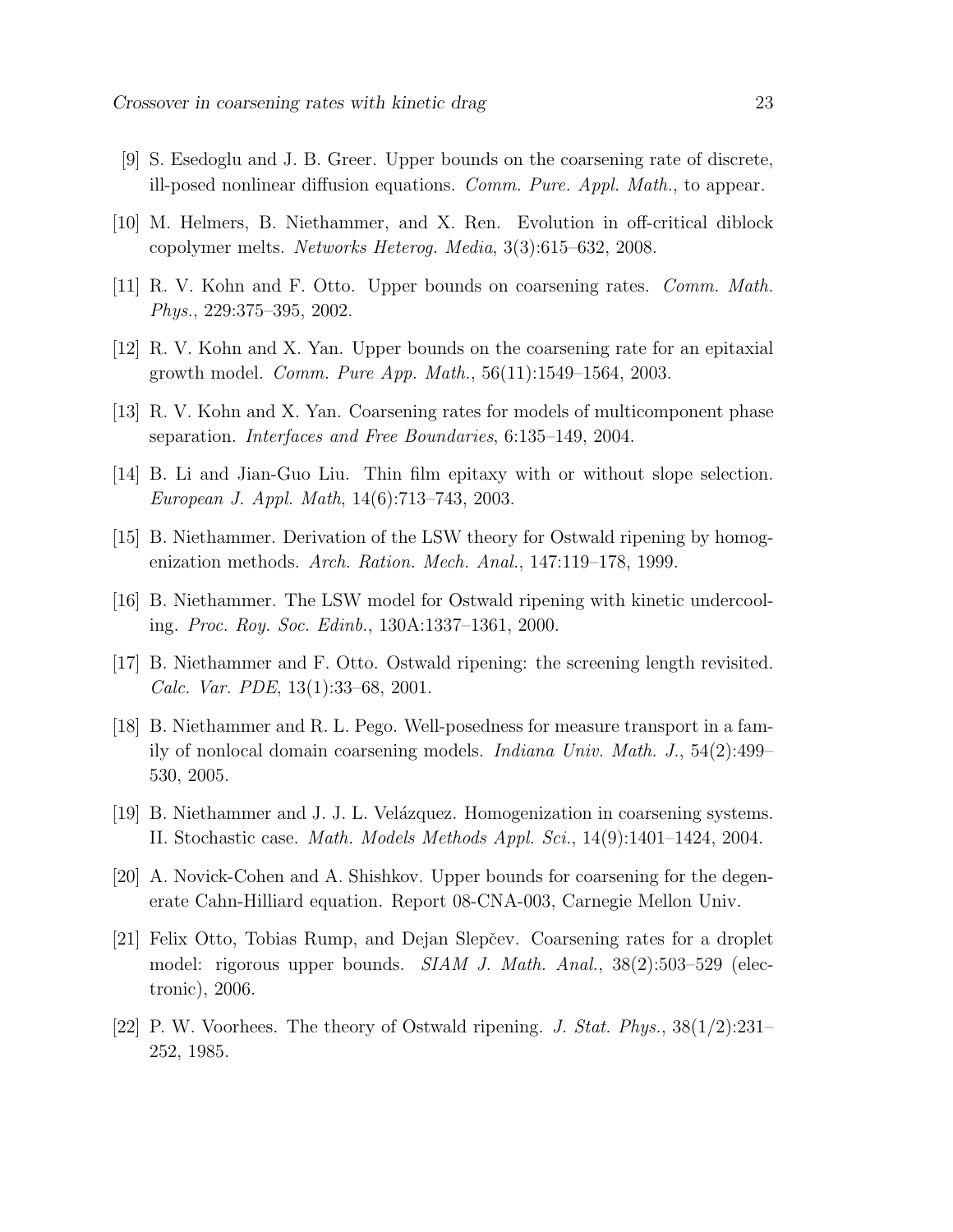[9] S. Esedoglu and J. B. Greer. Upper bounds on the coarsening rate of discrete, ill-posed nonlinear diffusion equations. *Comm. Pure. Appl. Math.*, to appear.

[10] M. Helmers, B. Niethammer, and X. Ren. Evolution in off-critical diblock copolymer melts. *Networks Heterog. Media*, 3(3):615–632, 2008.

[11] R. V. Kohn and F. Otto. Upper bounds on coarsening rates. *Comm. Math. Phys.*, 229:375–395, 2002.

[12] R. V. Kohn and X. Yan. Upper bounds on the coarsening rate for an epitaxial growth model. *Comm. Pure App. Math.*, 56(11):1549–1564, 2003.

[13] R. V. Kohn and X. Yan. Coarsening rates for models of multicomponent phase separation. *Interfaces and Free Boundaries*, 6:135–149, 2004.

[14] B. Li and Jian-Guo Liu. Thin film epitaxy with or without slope selection. *European J. Appl. Math*, 14(6):713–743, 2003.

[15] B. Niethammer. Derivation of the LSW theory for Ostwald ripening by homogenization methods. *Arch. Ration. Mech. Anal.*, 147:119–178, 1999.

[16] B. Niethammer. The LSW model for Ostwald ripening with kinetic undercooling. *Proc. Roy. Soc. Edinb.*, 130A:1337–1361, 2000.

[17] B. Niethammer and F. Otto. Ostwald ripening: the screening length revisited. *Calc. Var. PDE*, 13(1):33–68, 2001.

[18] B. Niethammer and R. L. Pego. Well-posedness for measure transport in a family of nonlocal domain coarsening models. *Indiana Univ. Math. J.*, 54(2):499–530, 2005.

[19] B. Niethammer and J. J. L. Velázquez. Homogenization in coarsening systems. II. Stochastic case. *Math. Models Methods Appl. Sci.*, 14(9):1401–1424, 2004.

[20] A. Novick-Cohen and A. Shishkov. Upper bounds for coarsening for the degenerate Cahn-Hilliard equation. Report 08-CNA-003, Carnegie Mellon Univ.

[21] Felix Otto, Tobias Rump, and Dejan Slepčev. Coarsening rates for a droplet model: rigorous upper bounds. *SIAM J. Math. Anal.*, 38(2):503–529 (electronic), 2006.

[22] P. W. Voorhees. The theory of Ostwald ripening. *J. Stat. Phys.*, 38(1/2):231–252, 1985.